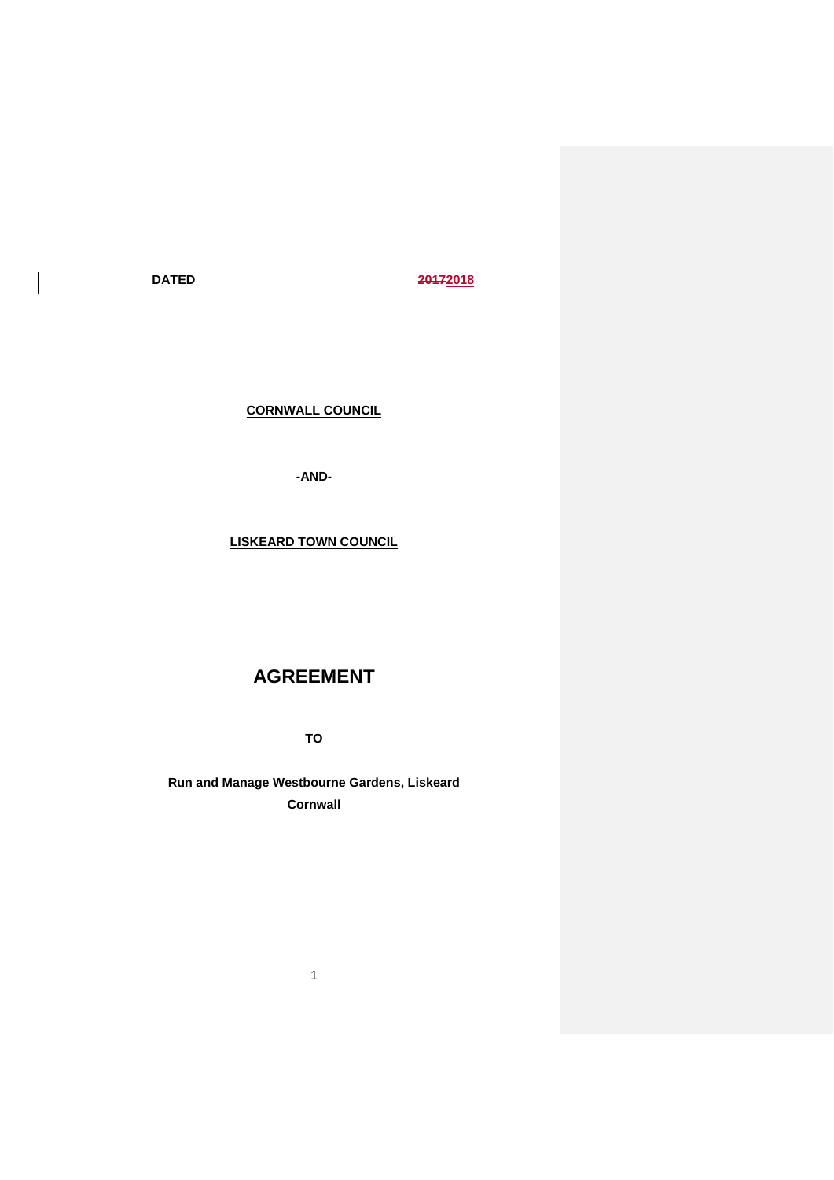**DATED** ~~2017~~2018

**CORNWALL COUNCIL**

**-AND-**

**LISKEARD TOWN COUNCIL**

# AGREEMENT

**TO**

**Run and Manage Westbourne Gardens, Liskeard Cornwall**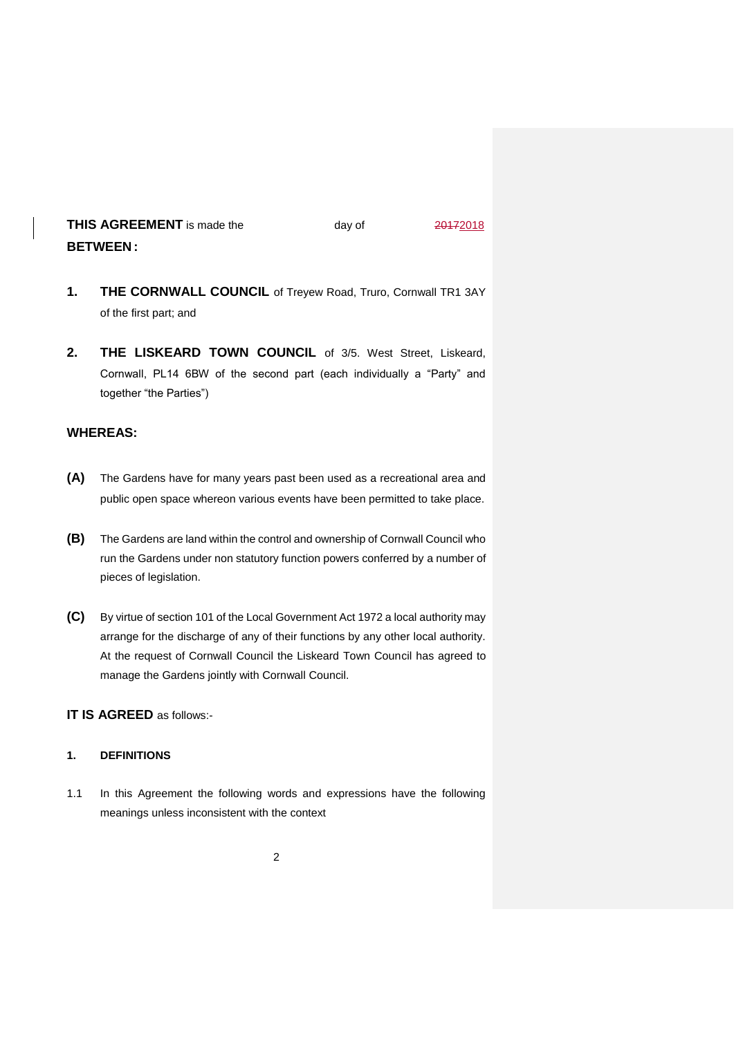**THIS AGREEMENT** is made the day of ~~2017~~2018

**BETWEEN:**

1. **THE CORNWALL COUNCIL** of Treyew Road, Truro, Cornwall TR1 3AY of the first part; and

2. **THE LISKEARD TOWN COUNCIL** of 3/5. West Street, Liskeard, Cornwall, PL14 6BW of the second part (each individually a "Party" and together "the Parties")

## WHEREAS:

**(A)** The Gardens have for many years past been used as a recreational area and public open space whereon various events have been permitted to take place.

**(B)** The Gardens are land within the control and ownership of Cornwall Council who run the Gardens under non statutory function powers conferred by a number of pieces of legislation.

**(C)** By virtue of section 101 of the Local Government Act 1972 a local authority may arrange for the discharge of any of their functions by any other local authority. At the request of Cornwall Council the Liskeard Town Council has agreed to manage the Gardens jointly with Cornwall Council.

**IT IS AGREED** as follows:-

### 1. DEFINITIONS

1.1 In this Agreement the following words and expressions have the following meanings unless inconsistent with the context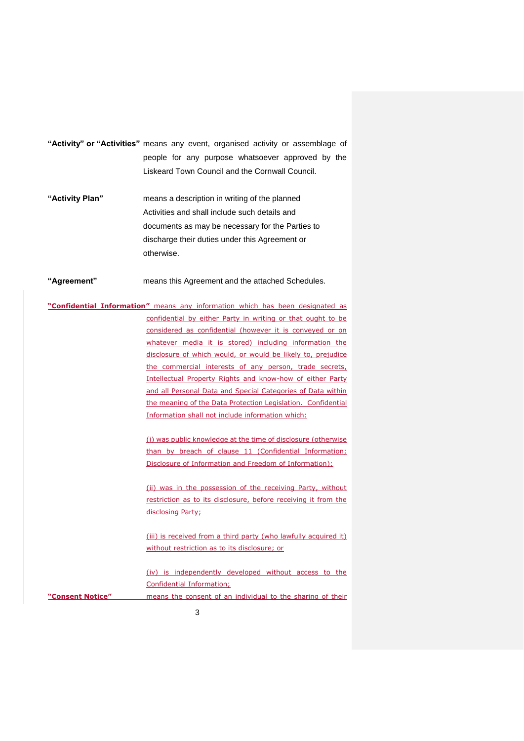**"Activity" or "Activities"** means any event, organised activity or assemblage of people for any purpose whatsoever approved by the Liskeard Town Council and the Cornwall Council.

**"Activity Plan"** means a description in writing of the planned Activities and shall include such details and documents as may be necessary for the Parties to discharge their duties under this Agreement or otherwise.

**"Agreement"** means this Agreement and the attached Schedules.

**"Confidential Information"** means any information which has been designated as confidential by either Party in writing or that ought to be considered as confidential (however it is conveyed or on whatever media it is stored) including information the disclosure of which would, or would be likely to, prejudice the commercial interests of any person, trade secrets, Intellectual Property Rights and know-how of either Party and all Personal Data and Special Categories of Data within the meaning of the Data Protection Legislation. Confidential Information shall not include information which:

(i) was public knowledge at the time of disclosure (otherwise than by breach of clause 11 (Confidential Information; Disclosure of Information and Freedom of Information);

(ii) was in the possession of the receiving Party, without restriction as to its disclosure, before receiving it from the disclosing Party;

(iii) is received from a third party (who lawfully acquired it) without restriction as to its disclosure; or

(iv) is independently developed without access to the Confidential Information;

**"Consent Notice"** means the consent of an individual to the sharing of their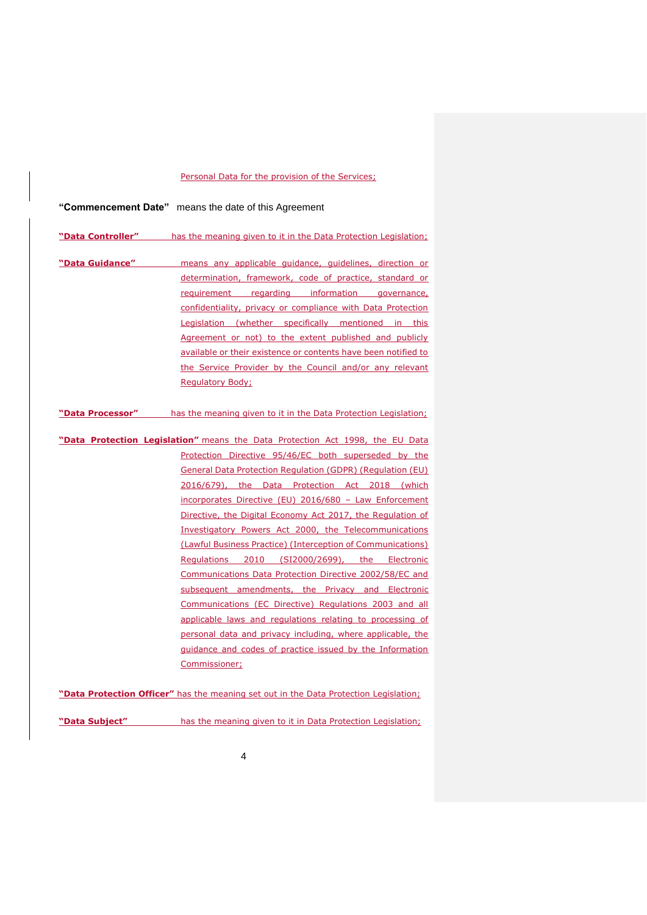Personal Data for the provision of the Services;

**"Commencement Date"** means the date of this Agreement

**"Data Controller"** has the meaning given to it in the Data Protection Legislation;

**"Data Guidance"** means any applicable guidance, guidelines, direction or determination, framework, code of practice, standard or requirement regarding information governance, confidentiality, privacy or compliance with Data Protection Legislation (whether specifically mentioned in this Agreement or not) to the extent published and publicly available or their existence or contents have been notified to the Service Provider by the Council and/or any relevant Regulatory Body;

**"Data Processor"** has the meaning given to it in the Data Protection Legislation;

**"Data Protection Legislation"** means the Data Protection Act 1998, the EU Data Protection Directive 95/46/EC both superseded by the General Data Protection Regulation (GDPR) (Regulation (EU) 2016/679), the Data Protection Act 2018 (which incorporates Directive (EU) 2016/680 – Law Enforcement Directive, the Digital Economy Act 2017, the Regulation of Investigatory Powers Act 2000, the Telecommunications (Lawful Business Practice) (Interception of Communications) Regulations 2010 (SI2000/2699), the Electronic Communications Data Protection Directive 2002/58/EC and subsequent amendments, the Privacy and Electronic Communications (EC Directive) Regulations 2003 and all applicable laws and regulations relating to processing of personal data and privacy including, where applicable, the guidance and codes of practice issued by the Information Commissioner;

**"Data Protection Officer"** has the meaning set out in the Data Protection Legislation;

**"Data Subject"** has the meaning given to it in Data Protection Legislation;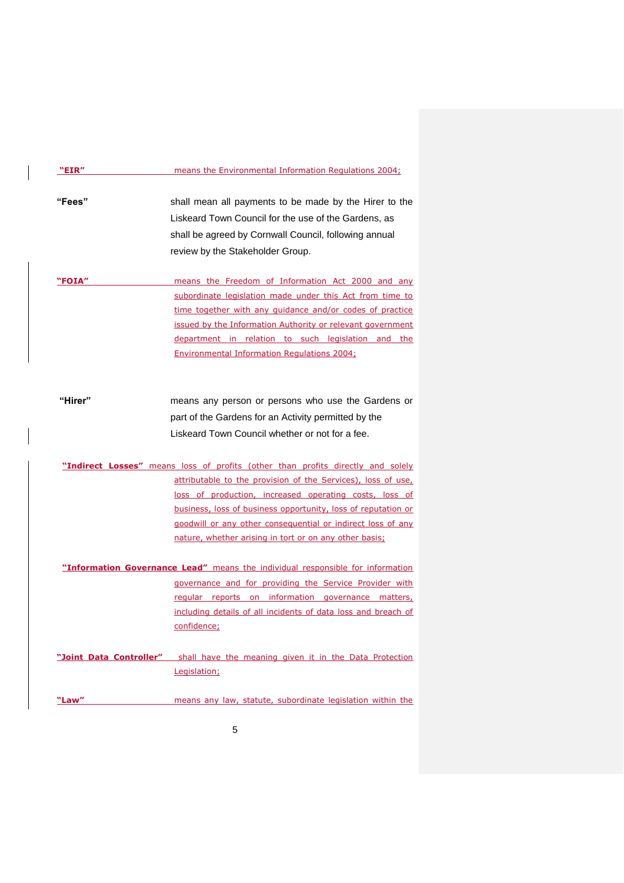**"EIR"** means the Environmental Information Regulations 2004;

**"Fees"** shall mean all payments to be made by the Hirer to the Liskeard Town Council for the use of the Gardens, as shall be agreed by Cornwall Council, following annual review by the Stakeholder Group.

**"FOIA"** means the Freedom of Information Act 2000 and any subordinate legislation made under this Act from time to time together with any guidance and/or codes of practice issued by the Information Authority or relevant government department in relation to such legislation and the Environmental Information Regulations 2004;

**"Hirer"** means any person or persons who use the Gardens or part of the Gardens for an Activity permitted by the Liskeard Town Council whether or not for a fee.

**"Indirect Losses"** means loss of profits (other than profits directly and solely attributable to the provision of the Services), loss of use, loss of production, increased operating costs, loss of business, loss of business opportunity, loss of reputation or goodwill or any other consequential or indirect loss of any nature, whether arising in tort or on any other basis;

**"Information Governance Lead"** means the individual responsible for information governance and for providing the Service Provider with regular reports on information governance matters, including details of all incidents of data loss and breach of confidence;

**"Joint Data Controller"** shall have the meaning given it in the Data Protection Legislation;

**"Law"** means any law, statute, subordinate legislation within the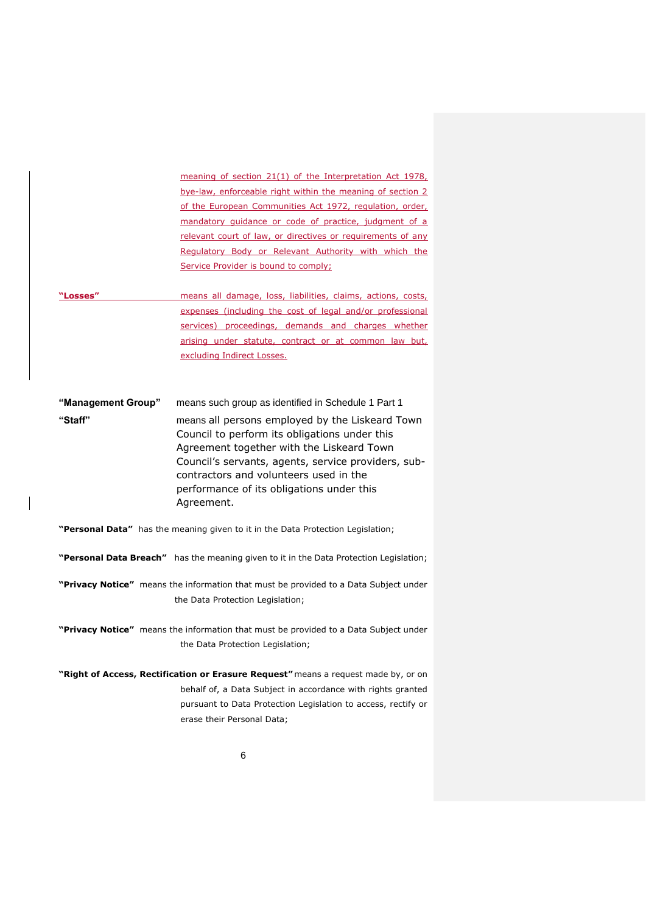meaning of section 21(1) of the Interpretation Act 1978, bye-law, enforceable right within the meaning of section 2 of the European Communities Act 1972, regulation, order, mandatory guidance or code of practice, judgment of a relevant court of law, or directives or requirements of any Regulatory Body or Relevant Authority with which the Service Provider is bound to comply;

**"Losses"** means all damage, loss, liabilities, claims, actions, costs, expenses (including the cost of legal and/or professional services) proceedings, demands and charges whether arising under statute, contract or at common law but, excluding Indirect Losses.

**"Management Group"** means such group as identified in Schedule 1 Part 1

**"Staff"** means all persons employed by the Liskeard Town Council to perform its obligations under this Agreement together with the Liskeard Town Council's servants, agents, service providers, sub-contractors and volunteers used in the performance of its obligations under this Agreement.

**"Personal Data"** has the meaning given to it in the Data Protection Legislation;

**"Personal Data Breach"** has the meaning given to it in the Data Protection Legislation;

**"Privacy Notice"** means the information that must be provided to a Data Subject under the Data Protection Legislation;

**"Privacy Notice"** means the information that must be provided to a Data Subject under the Data Protection Legislation;

**"Right of Access, Rectification or Erasure Request"** means a request made by, or on behalf of, a Data Subject in accordance with rights granted pursuant to Data Protection Legislation to access, rectify or erase their Personal Data;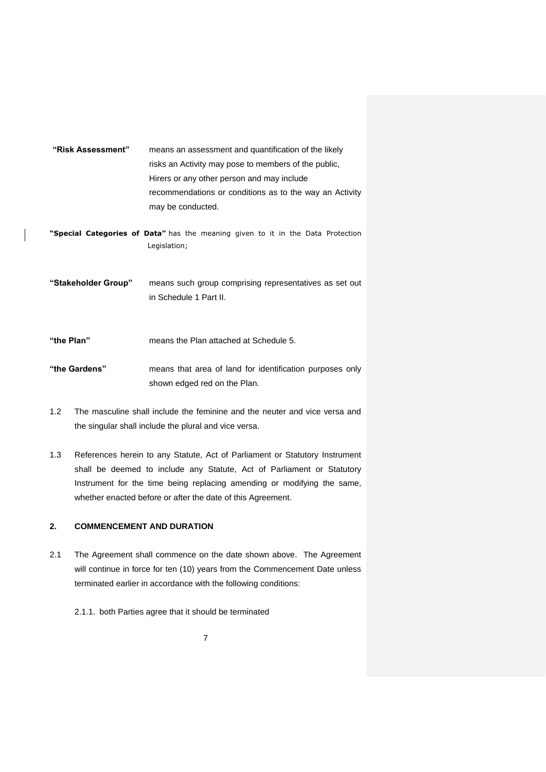**"Risk Assessment"** means an assessment and quantification of the likely risks an Activity may pose to members of the public, Hirers or any other person and may include recommendations or conditions as to the way an Activity may be conducted.

**"Special Categories of Data"** has the meaning given to it in the Data Protection Legislation;

**"Stakeholder Group"** means such group comprising representatives as set out in Schedule 1 Part II.

**"the Plan"** means the Plan attached at Schedule 5.

**"the Gardens"** means that area of land for identification purposes only shown edged red on the Plan.

1.2 The masculine shall include the feminine and the neuter and vice versa and the singular shall include the plural and vice versa.

1.3 References herein to any Statute, Act of Parliament or Statutory Instrument shall be deemed to include any Statute, Act of Parliament or Statutory Instrument for the time being replacing amending or modifying the same, whether enacted before or after the date of this Agreement.

## 2. COMMENCEMENT AND DURATION

2.1 The Agreement shall commence on the date shown above. The Agreement will continue in force for ten (10) years from the Commencement Date unless terminated earlier in accordance with the following conditions:

2.1.1. both Parties agree that it should be terminated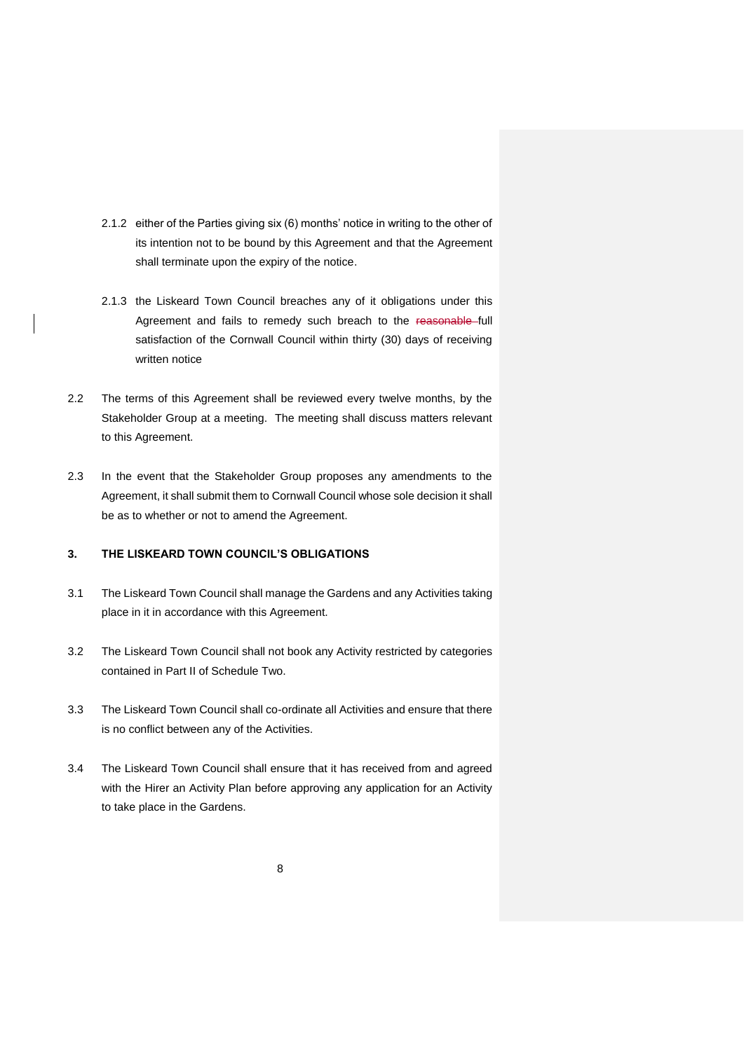2.1.2 either of the Parties giving six (6) months' notice in writing to the other of its intention not to be bound by this Agreement and that the Agreement shall terminate upon the expiry of the notice.

2.1.3 the Liskeard Town Council breaches any of it obligations under this Agreement and fails to remedy such breach to the ~~reasonable~~ full satisfaction of the Cornwall Council within thirty (30) days of receiving written notice

2.2 The terms of this Agreement shall be reviewed every twelve months, by the Stakeholder Group at a meeting. The meeting shall discuss matters relevant to this Agreement.

2.3 In the event that the Stakeholder Group proposes any amendments to the Agreement, it shall submit them to Cornwall Council whose sole decision it shall be as to whether or not to amend the Agreement.

## 3. THE LISKEARD TOWN COUNCIL'S OBLIGATIONS

3.1 The Liskeard Town Council shall manage the Gardens and any Activities taking place in it in accordance with this Agreement.

3.2 The Liskeard Town Council shall not book any Activity restricted by categories contained in Part II of Schedule Two.

3.3 The Liskeard Town Council shall co-ordinate all Activities and ensure that there is no conflict between any of the Activities.

3.4 The Liskeard Town Council shall ensure that it has received from and agreed with the Hirer an Activity Plan before approving any application for an Activity to take place in the Gardens.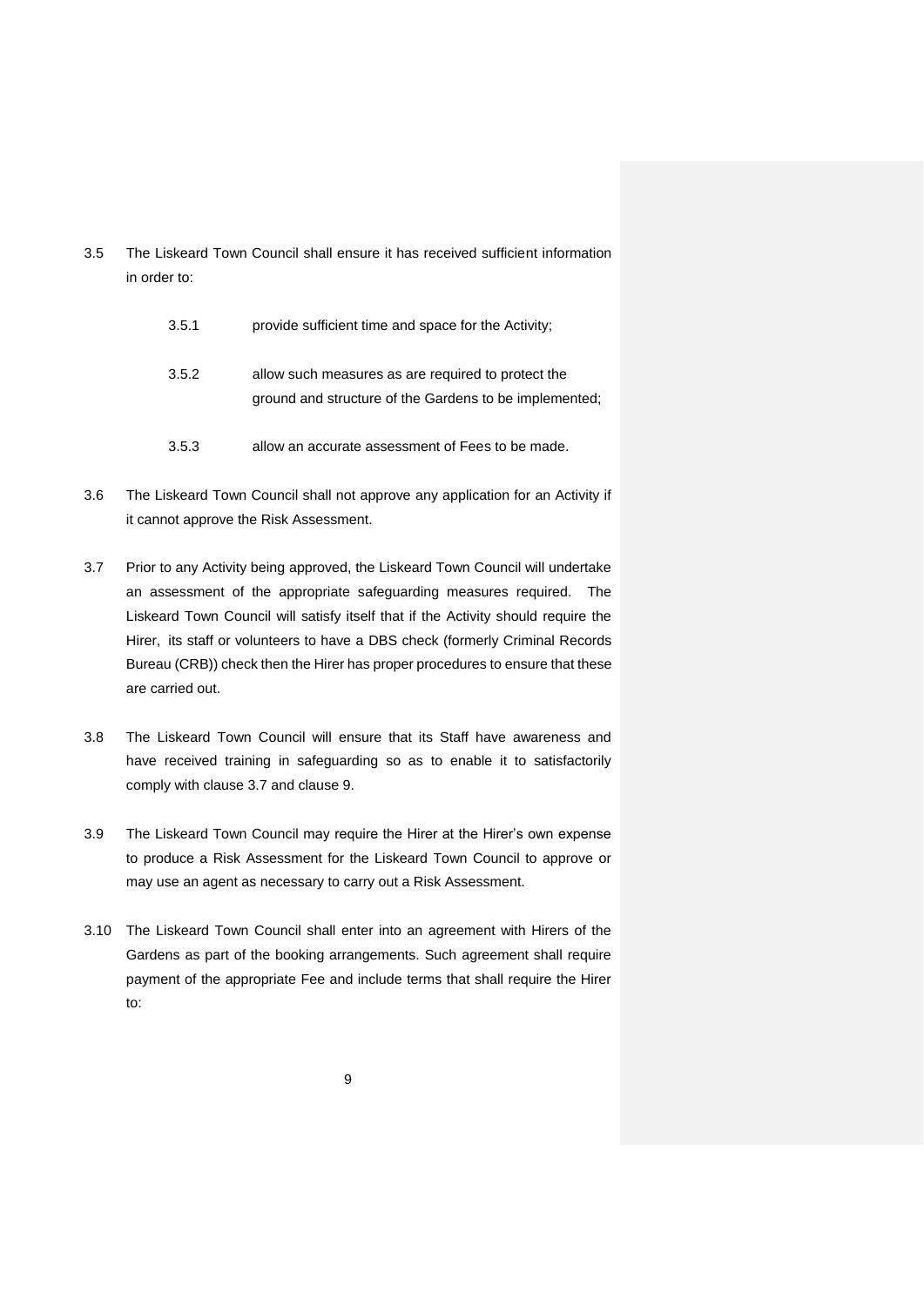3.5 The Liskeard Town Council shall ensure it has received sufficient information in order to:

> 3.5.1 provide sufficient time and space for the Activity;
>
> 3.5.2 allow such measures as are required to protect the ground and structure of the Gardens to be implemented;
>
> 3.5.3 allow an accurate assessment of Fees to be made.

3.6 The Liskeard Town Council shall not approve any application for an Activity if it cannot approve the Risk Assessment.

3.7 Prior to any Activity being approved, the Liskeard Town Council will undertake an assessment of the appropriate safeguarding measures required. The Liskeard Town Council will satisfy itself that if the Activity should require the Hirer, its staff or volunteers to have a DBS check (formerly Criminal Records Bureau (CRB)) check then the Hirer has proper procedures to ensure that these are carried out.

3.8 The Liskeard Town Council will ensure that its Staff have awareness and have received training in safeguarding so as to enable it to satisfactorily comply with clause 3.7 and clause 9.

3.9 The Liskeard Town Council may require the Hirer at the Hirer's own expense to produce a Risk Assessment for the Liskeard Town Council to approve or may use an agent as necessary to carry out a Risk Assessment.

3.10 The Liskeard Town Council shall enter into an agreement with Hirers of the Gardens as part of the booking arrangements. Such agreement shall require payment of the appropriate Fee and include terms that shall require the Hirer to: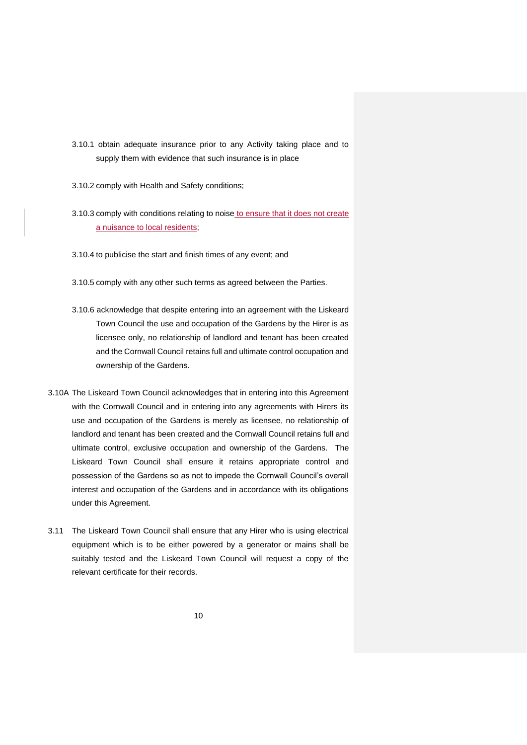3.10.1 obtain adequate insurance prior to any Activity taking place and to supply them with evidence that such insurance is in place

3.10.2 comply with Health and Safety conditions;

3.10.3 comply with conditions relating to noise to ensure that it does not create a nuisance to local residents;

3.10.4 to publicise the start and finish times of any event; and

3.10.5 comply with any other such terms as agreed between the Parties.

3.10.6 acknowledge that despite entering into an agreement with the Liskeard Town Council the use and occupation of the Gardens by the Hirer is as licensee only, no relationship of landlord and tenant has been created and the Cornwall Council retains full and ultimate control occupation and ownership of the Gardens.

3.10A The Liskeard Town Council acknowledges that in entering into this Agreement with the Cornwall Council and in entering into any agreements with Hirers its use and occupation of the Gardens is merely as licensee, no relationship of landlord and tenant has been created and the Cornwall Council retains full and ultimate control, exclusive occupation and ownership of the Gardens. The Liskeard Town Council shall ensure it retains appropriate control and possession of the Gardens so as not to impede the Cornwall Council's overall interest and occupation of the Gardens and in accordance with its obligations under this Agreement.

3.11 The Liskeard Town Council shall ensure that any Hirer who is using electrical equipment which is to be either powered by a generator or mains shall be suitably tested and the Liskeard Town Council will request a copy of the relevant certificate for their records.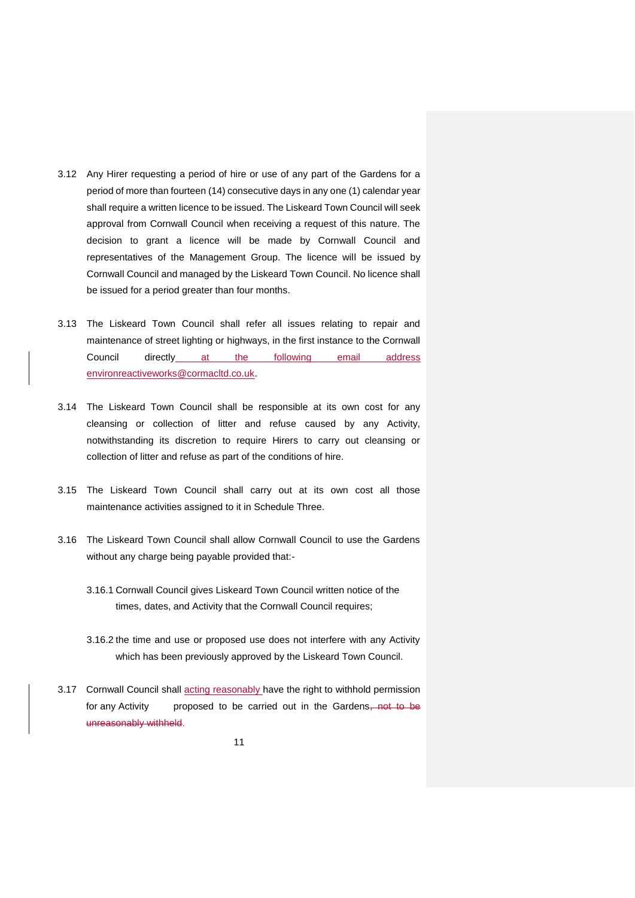3.12 Any Hirer requesting a period of hire or use of any part of the Gardens for a period of more than fourteen (14) consecutive days in any one (1) calendar year shall require a written licence to be issued. The Liskeard Town Council will seek approval from Cornwall Council when receiving a request of this nature. The decision to grant a licence will be made by Cornwall Council and representatives of the Management Group. The licence will be issued by Cornwall Council and managed by the Liskeard Town Council. No licence shall be issued for a period greater than four months.

3.13 The Liskeard Town Council shall refer all issues relating to repair and maintenance of street lighting or highways, in the first instance to the Cornwall Council directly at the following email address environreactiveworks@cormacltd.co.uk.

3.14 The Liskeard Town Council shall be responsible at its own cost for any cleansing or collection of litter and refuse caused by any Activity, notwithstanding its discretion to require Hirers to carry out cleansing or collection of litter and refuse as part of the conditions of hire.

3.15 The Liskeard Town Council shall carry out at its own cost all those maintenance activities assigned to it in Schedule Three.

3.16 The Liskeard Town Council shall allow Cornwall Council to use the Gardens without any charge being payable provided that:-

3.16.1 Cornwall Council gives Liskeard Town Council written notice of the times, dates, and Activity that the Cornwall Council requires;

3.16.2 the time and use or proposed use does not interfere with any Activity which has been previously approved by the Liskeard Town Council.

3.17 Cornwall Council shall acting reasonably have the right to withhold permission for any Activity proposed to be carried out in the Gardens~~, not to be unreasonably withheld~~.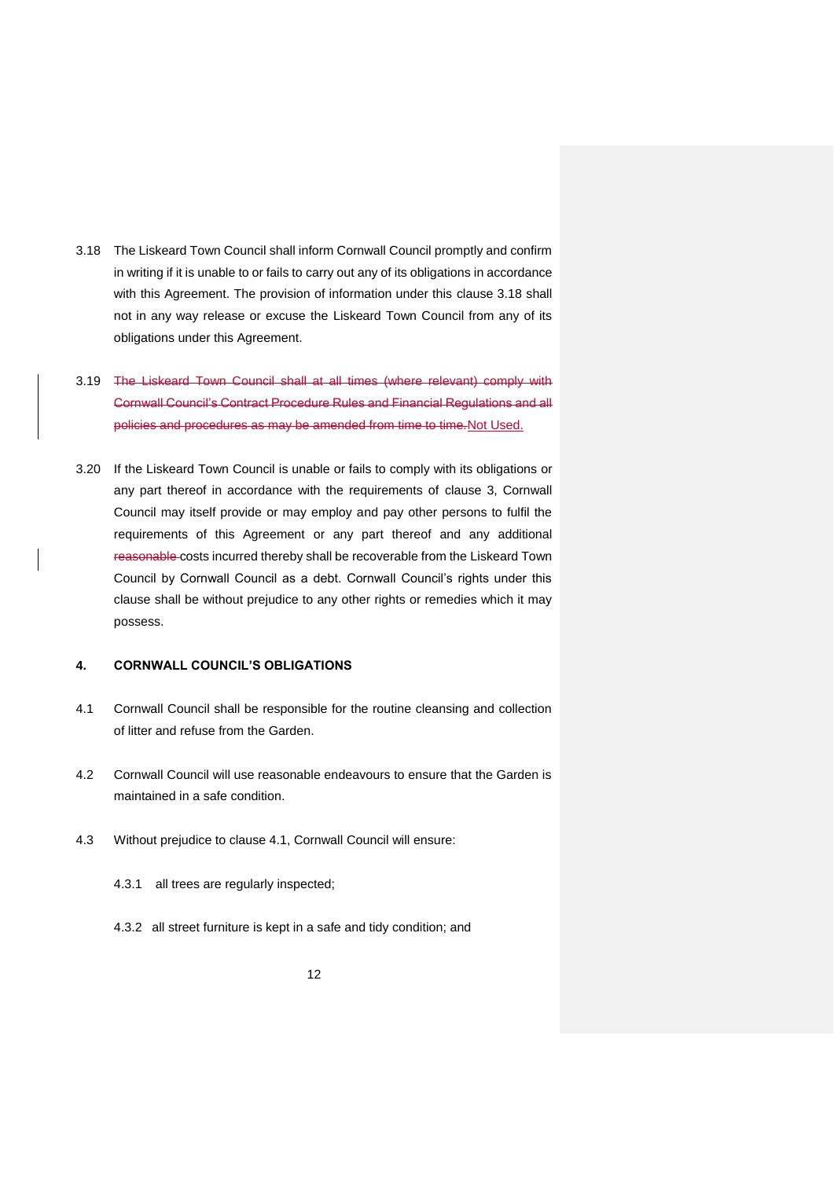3.18 The Liskeard Town Council shall inform Cornwall Council promptly and confirm in writing if it is unable to or fails to carry out any of its obligations in accordance with this Agreement. The provision of information under this clause 3.18 shall not in any way release or excuse the Liskeard Town Council from any of its obligations under this Agreement.

3.19 ~~The Liskeard Town Council shall at all times (where relevant) comply with Cornwall Council's Contract Procedure Rules and Financial Regulations and all policies and procedures as may be amended from time to time.~~Not Used.

3.20 If the Liskeard Town Council is unable or fails to comply with its obligations or any part thereof in accordance with the requirements of clause 3, Cornwall Council may itself provide or may employ and pay other persons to fulfil the requirements of this Agreement or any part thereof and any additional ~~reasonable~~ costs incurred thereby shall be recoverable from the Liskeard Town Council by Cornwall Council as a debt. Cornwall Council's rights under this clause shall be without prejudice to any other rights or remedies which it may possess.

**4. CORNWALL COUNCIL'S OBLIGATIONS**

4.1 Cornwall Council shall be responsible for the routine cleansing and collection of litter and refuse from the Garden.

4.2 Cornwall Council will use reasonable endeavours to ensure that the Garden is maintained in a safe condition.

4.3 Without prejudice to clause 4.1, Cornwall Council will ensure:

4.3.1 all trees are regularly inspected;

4.3.2 all street furniture is kept in a safe and tidy condition; and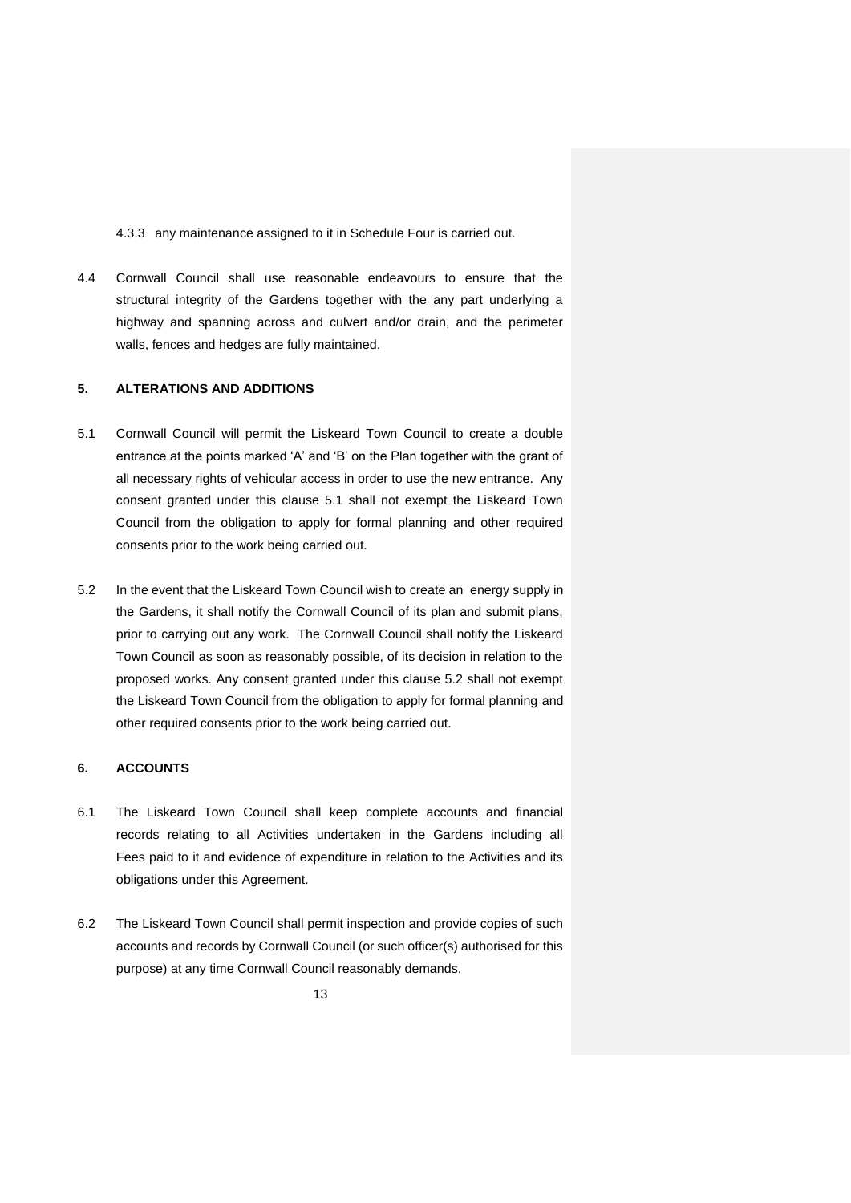4.3.3 any maintenance assigned to it in Schedule Four is carried out.

4.4 Cornwall Council shall use reasonable endeavours to ensure that the structural integrity of the Gardens together with the any part underlying a highway and spanning across and culvert and/or drain, and the perimeter walls, fences and hedges are fully maintained.

## 5. ALTERATIONS AND ADDITIONS

5.1 Cornwall Council will permit the Liskeard Town Council to create a double entrance at the points marked 'A' and 'B' on the Plan together with the grant of all necessary rights of vehicular access in order to use the new entrance. Any consent granted under this clause 5.1 shall not exempt the Liskeard Town Council from the obligation to apply for formal planning and other required consents prior to the work being carried out.

5.2 In the event that the Liskeard Town Council wish to create an energy supply in the Gardens, it shall notify the Cornwall Council of its plan and submit plans, prior to carrying out any work. The Cornwall Council shall notify the Liskeard Town Council as soon as reasonably possible, of its decision in relation to the proposed works. Any consent granted under this clause 5.2 shall not exempt the Liskeard Town Council from the obligation to apply for formal planning and other required consents prior to the work being carried out.

## 6. ACCOUNTS

6.1 The Liskeard Town Council shall keep complete accounts and financial records relating to all Activities undertaken in the Gardens including all Fees paid to it and evidence of expenditure in relation to the Activities and its obligations under this Agreement.

6.2 The Liskeard Town Council shall permit inspection and provide copies of such accounts and records by Cornwall Council (or such officer(s) authorised for this purpose) at any time Cornwall Council reasonably demands.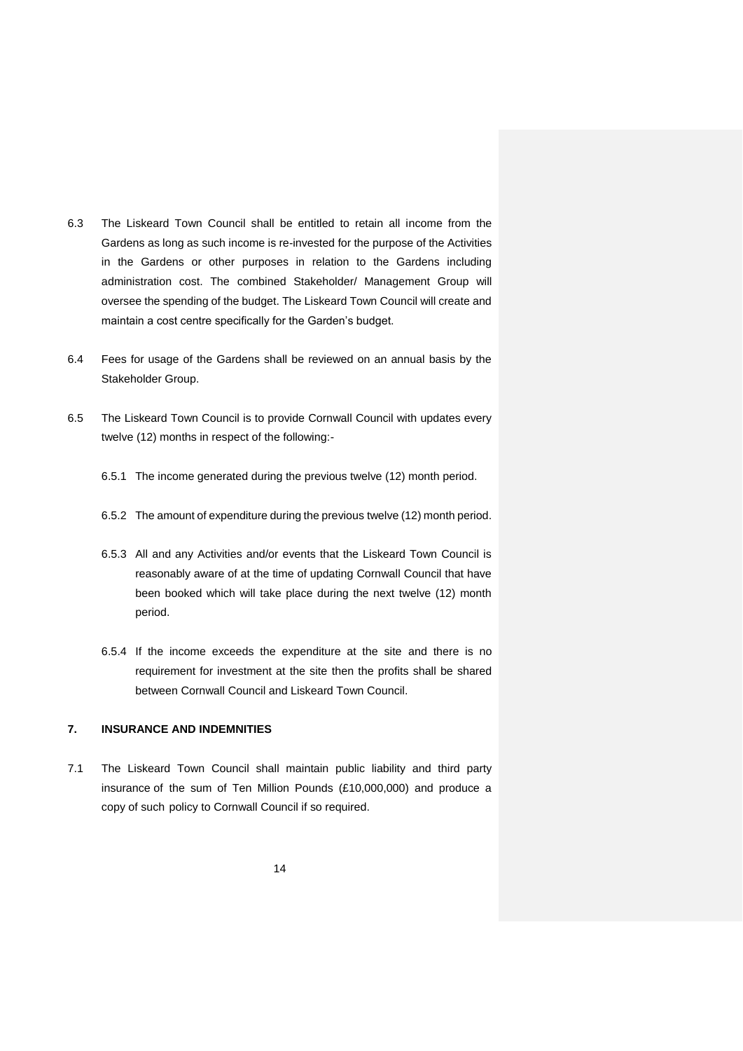6.3 The Liskeard Town Council shall be entitled to retain all income from the Gardens as long as such income is re-invested for the purpose of the Activities in the Gardens or other purposes in relation to the Gardens including administration cost. The combined Stakeholder/ Management Group will oversee the spending of the budget. The Liskeard Town Council will create and maintain a cost centre specifically for the Garden's budget.

6.4 Fees for usage of the Gardens shall be reviewed on an annual basis by the Stakeholder Group.

6.5 The Liskeard Town Council is to provide Cornwall Council with updates every twelve (12) months in respect of the following:-

6.5.1 The income generated during the previous twelve (12) month period.

6.5.2 The amount of expenditure during the previous twelve (12) month period.

6.5.3 All and any Activities and/or events that the Liskeard Town Council is reasonably aware of at the time of updating Cornwall Council that have been booked which will take place during the next twelve (12) month period.

6.5.4 If the income exceeds the expenditure at the site and there is no requirement for investment at the site then the profits shall be shared between Cornwall Council and Liskeard Town Council.

## 7. INSURANCE AND INDEMNITIES

7.1 The Liskeard Town Council shall maintain public liability and third party insurance of the sum of Ten Million Pounds (£10,000,000) and produce a copy of such policy to Cornwall Council if so required.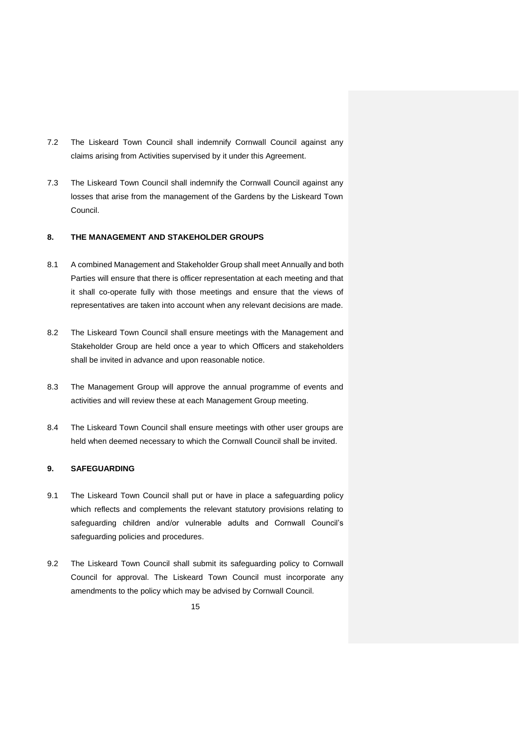7.2 The Liskeard Town Council shall indemnify Cornwall Council against any claims arising from Activities supervised by it under this Agreement.

7.3 The Liskeard Town Council shall indemnify the Cornwall Council against any losses that arise from the management of the Gardens by the Liskeard Town Council.

## 8. THE MANAGEMENT AND STAKEHOLDER GROUPS

8.1 A combined Management and Stakeholder Group shall meet Annually and both Parties will ensure that there is officer representation at each meeting and that it shall co-operate fully with those meetings and ensure that the views of representatives are taken into account when any relevant decisions are made.

8.2 The Liskeard Town Council shall ensure meetings with the Management and Stakeholder Group are held once a year to which Officers and stakeholders shall be invited in advance and upon reasonable notice.

8.3 The Management Group will approve the annual programme of events and activities and will review these at each Management Group meeting.

8.4 The Liskeard Town Council shall ensure meetings with other user groups are held when deemed necessary to which the Cornwall Council shall be invited.

## 9. SAFEGUARDING

9.1 The Liskeard Town Council shall put or have in place a safeguarding policy which reflects and complements the relevant statutory provisions relating to safeguarding children and/or vulnerable adults and Cornwall Council's safeguarding policies and procedures.

9.2 The Liskeard Town Council shall submit its safeguarding policy to Cornwall Council for approval. The Liskeard Town Council must incorporate any amendments to the policy which may be advised by Cornwall Council.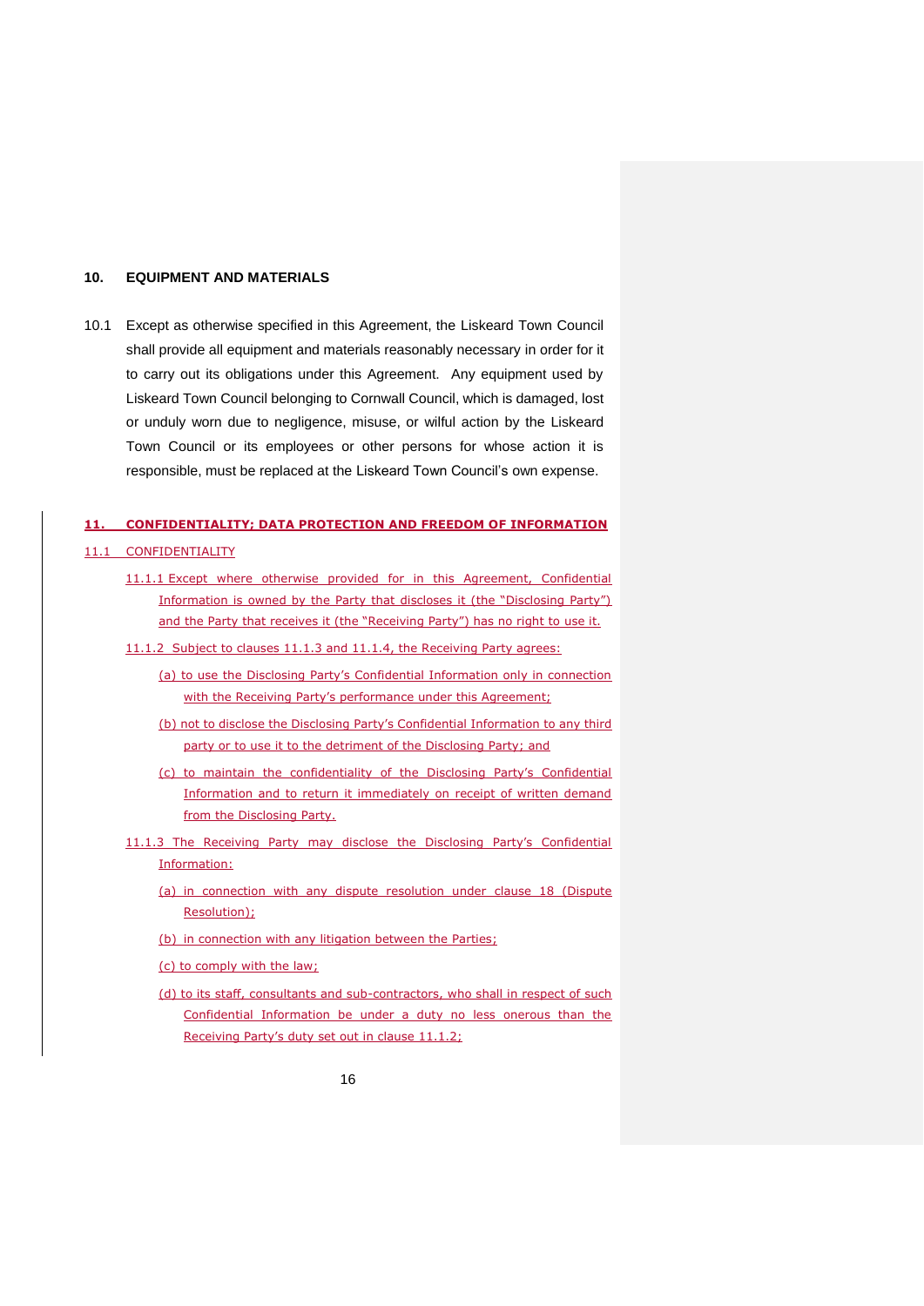## 10. EQUIPMENT AND MATERIALS

10.1 Except as otherwise specified in this Agreement, the Liskeard Town Council shall provide all equipment and materials reasonably necessary in order for it to carry out its obligations under this Agreement. Any equipment used by Liskeard Town Council belonging to Cornwall Council, which is damaged, lost or unduly worn due to negligence, misuse, or wilful action by the Liskeard Town Council or its employees or other persons for whose action it is responsible, must be replaced at the Liskeard Town Council's own expense.

## 11. CONFIDENTIALITY; DATA PROTECTION AND FREEDOM OF INFORMATION

11.1 CONFIDENTIALITY

11.1.1 Except where otherwise provided for in this Agreement, Confidential Information is owned by the Party that discloses it (the "Disclosing Party") and the Party that receives it (the "Receiving Party") has no right to use it.

11.1.2 Subject to clauses 11.1.3 and 11.1.4, the Receiving Party agrees:

(a) to use the Disclosing Party's Confidential Information only in connection with the Receiving Party's performance under this Agreement;

(b) not to disclose the Disclosing Party's Confidential Information to any third party or to use it to the detriment of the Disclosing Party; and

(c) to maintain the confidentiality of the Disclosing Party's Confidential Information and to return it immediately on receipt of written demand from the Disclosing Party.

11.1.3 The Receiving Party may disclose the Disclosing Party's Confidential Information:

(a) in connection with any dispute resolution under clause 18 (Dispute Resolution);

(b) in connection with any litigation between the Parties;

(c) to comply with the law;

(d) to its staff, consultants and sub-contractors, who shall in respect of such Confidential Information be under a duty no less onerous than the Receiving Party's duty set out in clause 11.1.2;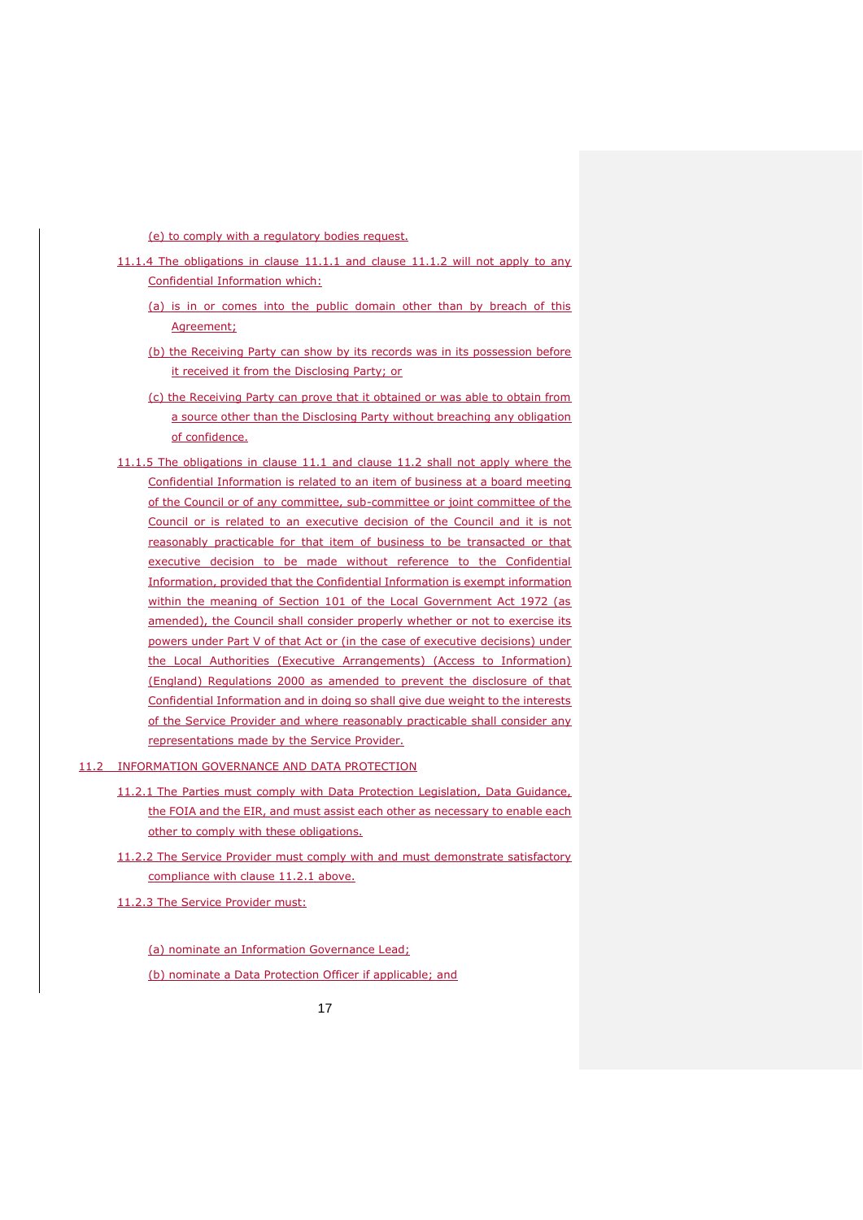(e) to comply with a regulatory bodies request.

11.1.4 The obligations in clause 11.1.1 and clause 11.1.2 will not apply to any Confidential Information which:

(a) is in or comes into the public domain other than by breach of this Agreement;

(b) the Receiving Party can show by its records was in its possession before it received it from the Disclosing Party; or

(c) the Receiving Party can prove that it obtained or was able to obtain from a source other than the Disclosing Party without breaching any obligation of confidence.

11.1.5 The obligations in clause 11.1 and clause 11.2 shall not apply where the Confidential Information is related to an item of business at a board meeting of the Council or of any committee, sub-committee or joint committee of the Council or is related to an executive decision of the Council and it is not reasonably practicable for that item of business to be transacted or that executive decision to be made without reference to the Confidential Information, provided that the Confidential Information is exempt information within the meaning of Section 101 of the Local Government Act 1972 (as amended), the Council shall consider properly whether or not to exercise its powers under Part V of that Act or (in the case of executive decisions) under the Local Authorities (Executive Arrangements) (Access to Information) (England) Regulations 2000 as amended to prevent the disclosure of that Confidential Information and in doing so shall give due weight to the interests of the Service Provider and where reasonably practicable shall consider any representations made by the Service Provider.

11.2 INFORMATION GOVERNANCE AND DATA PROTECTION

11.2.1 The Parties must comply with Data Protection Legislation, Data Guidance, the FOIA and the EIR, and must assist each other as necessary to enable each other to comply with these obligations.

11.2.2 The Service Provider must comply with and must demonstrate satisfactory compliance with clause 11.2.1 above.

11.2.3 The Service Provider must:

(a) nominate an Information Governance Lead;

(b) nominate a Data Protection Officer if applicable; and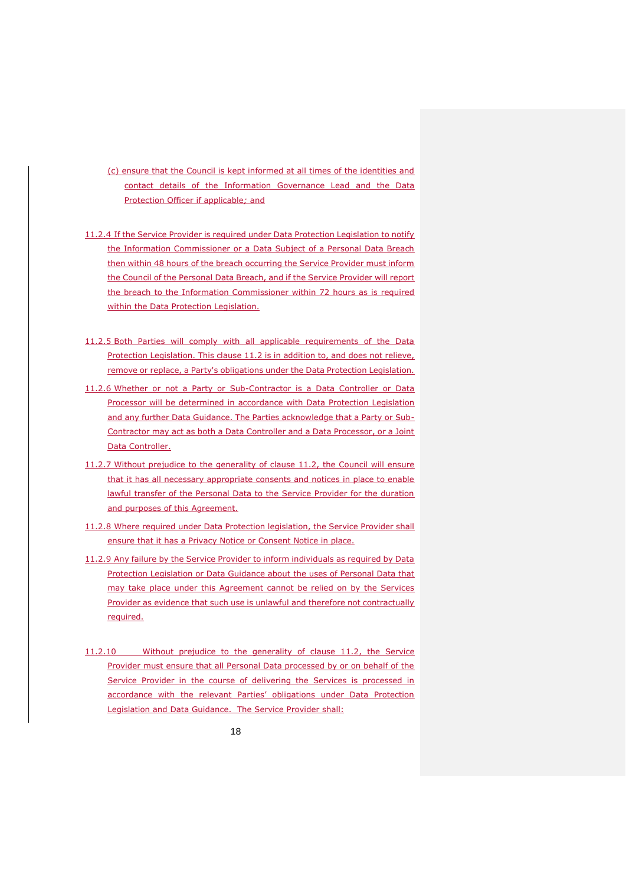(c) ensure that the Council is kept informed at all times of the identities and contact details of the Information Governance Lead and the Data Protection Officer if applicable; and

11.2.4 If the Service Provider is required under Data Protection Legislation to notify the Information Commissioner or a Data Subject of a Personal Data Breach then within 48 hours of the breach occurring the Service Provider must inform the Council of the Personal Data Breach, and if the Service Provider will report the breach to the Information Commissioner within 72 hours as is required within the Data Protection Legislation.

11.2.5 Both Parties will comply with all applicable requirements of the Data Protection Legislation. This clause 11.2 is in addition to, and does not relieve, remove or replace, a Party's obligations under the Data Protection Legislation.

11.2.6 Whether or not a Party or Sub-Contractor is a Data Controller or Data Processor will be determined in accordance with Data Protection Legislation and any further Data Guidance. The Parties acknowledge that a Party or Sub-Contractor may act as both a Data Controller and a Data Processor, or a Joint Data Controller.

11.2.7 Without prejudice to the generality of clause 11.2, the Council will ensure that it has all necessary appropriate consents and notices in place to enable lawful transfer of the Personal Data to the Service Provider for the duration and purposes of this Agreement.

11.2.8 Where required under Data Protection legislation, the Service Provider shall ensure that it has a Privacy Notice or Consent Notice in place.

11.2.9 Any failure by the Service Provider to inform individuals as required by Data Protection Legislation or Data Guidance about the uses of Personal Data that may take place under this Agreement cannot be relied on by the Services Provider as evidence that such use is unlawful and therefore not contractually required.

11.2.10 Without prejudice to the generality of clause 11.2, the Service Provider must ensure that all Personal Data processed by or on behalf of the Service Provider in the course of delivering the Services is processed in accordance with the relevant Parties' obligations under Data Protection Legislation and Data Guidance. The Service Provider shall: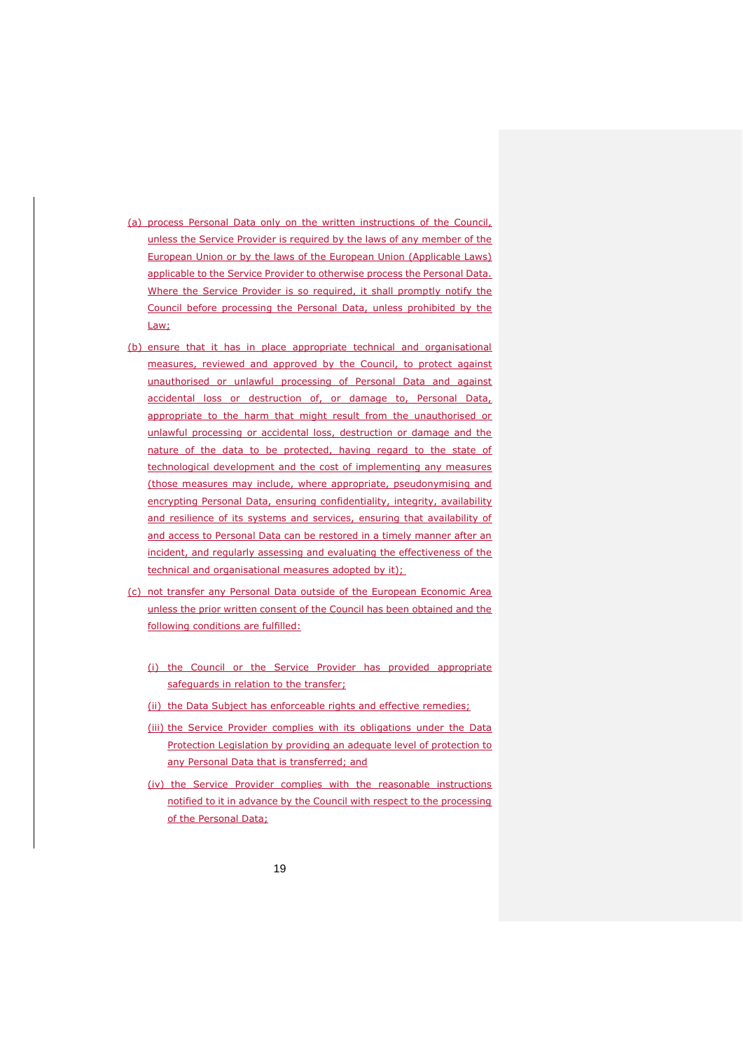(a) process Personal Data only on the written instructions of the Council, unless the Service Provider is required by the laws of any member of the European Union or by the laws of the European Union (Applicable Laws) applicable to the Service Provider to otherwise process the Personal Data. Where the Service Provider is so required, it shall promptly notify the Council before processing the Personal Data, unless prohibited by the Law;

(b) ensure that it has in place appropriate technical and organisational measures, reviewed and approved by the Council, to protect against unauthorised or unlawful processing of Personal Data and against accidental loss or destruction of, or damage to, Personal Data, appropriate to the harm that might result from the unauthorised or unlawful processing or accidental loss, destruction or damage and the nature of the data to be protected, having regard to the state of technological development and the cost of implementing any measures (those measures may include, where appropriate, pseudonymising and encrypting Personal Data, ensuring confidentiality, integrity, availability and resilience of its systems and services, ensuring that availability of and access to Personal Data can be restored in a timely manner after an incident, and regularly assessing and evaluating the effectiveness of the technical and organisational measures adopted by it);

(c) not transfer any Personal Data outside of the European Economic Area unless the prior written consent of the Council has been obtained and the following conditions are fulfilled:

   (i) the Council or the Service Provider has provided appropriate safeguards in relation to the transfer;

   (ii) the Data Subject has enforceable rights and effective remedies;

   (iii) the Service Provider complies with its obligations under the Data Protection Legislation by providing an adequate level of protection to any Personal Data that is transferred; and

   (iv) the Service Provider complies with the reasonable instructions notified to it in advance by the Council with respect to the processing of the Personal Data;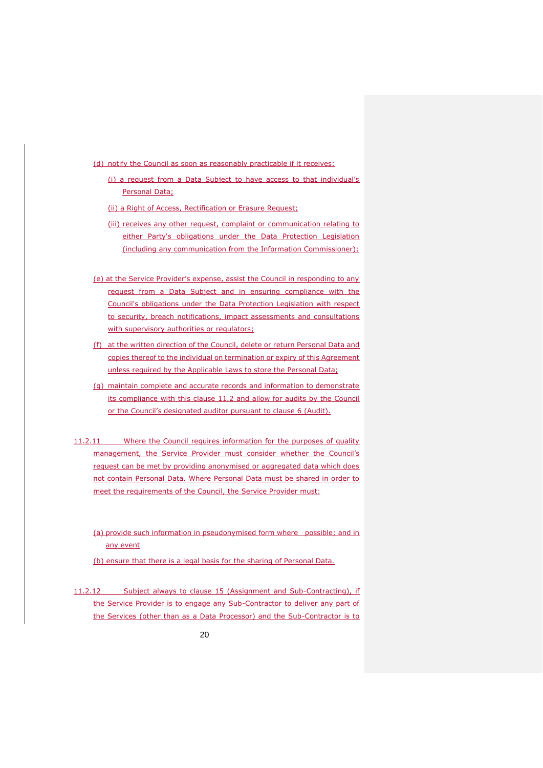(d) notify the Council as soon as reasonably practicable if it receives:

(i) a request from a Data Subject to have access to that individual's Personal Data;

(ii) a Right of Access, Rectification or Erasure Request;

(iii) receives any other request, complaint or communication relating to either Party's obligations under the Data Protection Legislation (including any communication from the Information Commissioner);

(e) at the Service Provider's expense, assist the Council in responding to any request from a Data Subject and in ensuring compliance with the Council's obligations under the Data Protection Legislation with respect to security, breach notifications, impact assessments and consultations with supervisory authorities or regulators;

(f) at the written direction of the Council, delete or return Personal Data and copies thereof to the individual on termination or expiry of this Agreement unless required by the Applicable Laws to store the Personal Data;

(g) maintain complete and accurate records and information to demonstrate its compliance with this clause 11.2 and allow for audits by the Council or the Council's designated auditor pursuant to clause 6 (Audit).

11.2.11 Where the Council requires information for the purposes of quality management, the Service Provider must consider whether the Council's request can be met by providing anonymised or aggregated data which does not contain Personal Data. Where Personal Data must be shared in order to meet the requirements of the Council, the Service Provider must:

(a) provide such information in pseudonymised form where possible; and in any event

(b) ensure that there is a legal basis for the sharing of Personal Data.

11.2.12 Subject always to clause 15 (Assignment and Sub-Contracting), if the Service Provider is to engage any Sub-Contractor to deliver any part of the Services (other than as a Data Processor) and the Sub-Contractor is to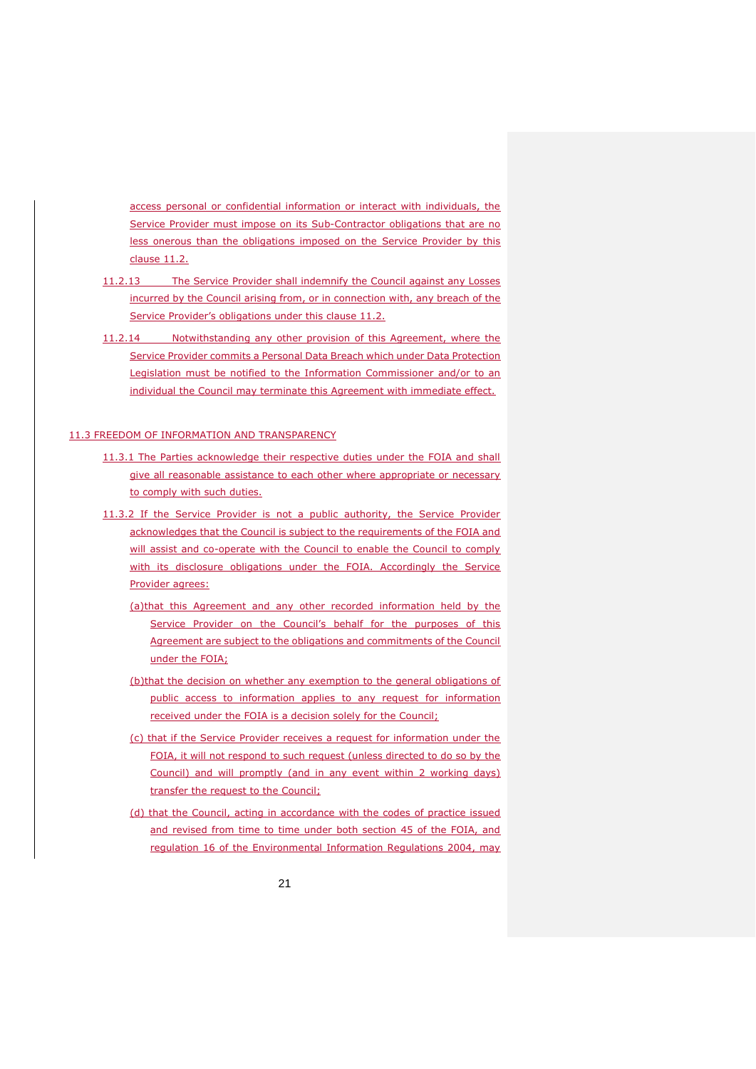access personal or confidential information or interact with individuals, the Service Provider must impose on its Sub-Contractor obligations that are no less onerous than the obligations imposed on the Service Provider by this clause 11.2.

11.2.13 The Service Provider shall indemnify the Council against any Losses incurred by the Council arising from, or in connection with, any breach of the Service Provider's obligations under this clause 11.2.

11.2.14 Notwithstanding any other provision of this Agreement, where the Service Provider commits a Personal Data Breach which under Data Protection Legislation must be notified to the Information Commissioner and/or to an individual the Council may terminate this Agreement with immediate effect.

11.3 FREEDOM OF INFORMATION AND TRANSPARENCY

11.3.1 The Parties acknowledge their respective duties under the FOIA and shall give all reasonable assistance to each other where appropriate or necessary to comply with such duties.

11.3.2 If the Service Provider is not a public authority, the Service Provider acknowledges that the Council is subject to the requirements of the FOIA and will assist and co-operate with the Council to enable the Council to comply with its disclosure obligations under the FOIA. Accordingly the Service Provider agrees:

(a)that this Agreement and any other recorded information held by the Service Provider on the Council's behalf for the purposes of this Agreement are subject to the obligations and commitments of the Council under the FOIA;

(b)that the decision on whether any exemption to the general obligations of public access to information applies to any request for information received under the FOIA is a decision solely for the Council;

(c) that if the Service Provider receives a request for information under the FOIA, it will not respond to such request (unless directed to do so by the Council) and will promptly (and in any event within 2 working days) transfer the request to the Council;

(d) that the Council, acting in accordance with the codes of practice issued and revised from time to time under both section 45 of the FOIA, and regulation 16 of the Environmental Information Regulations 2004, may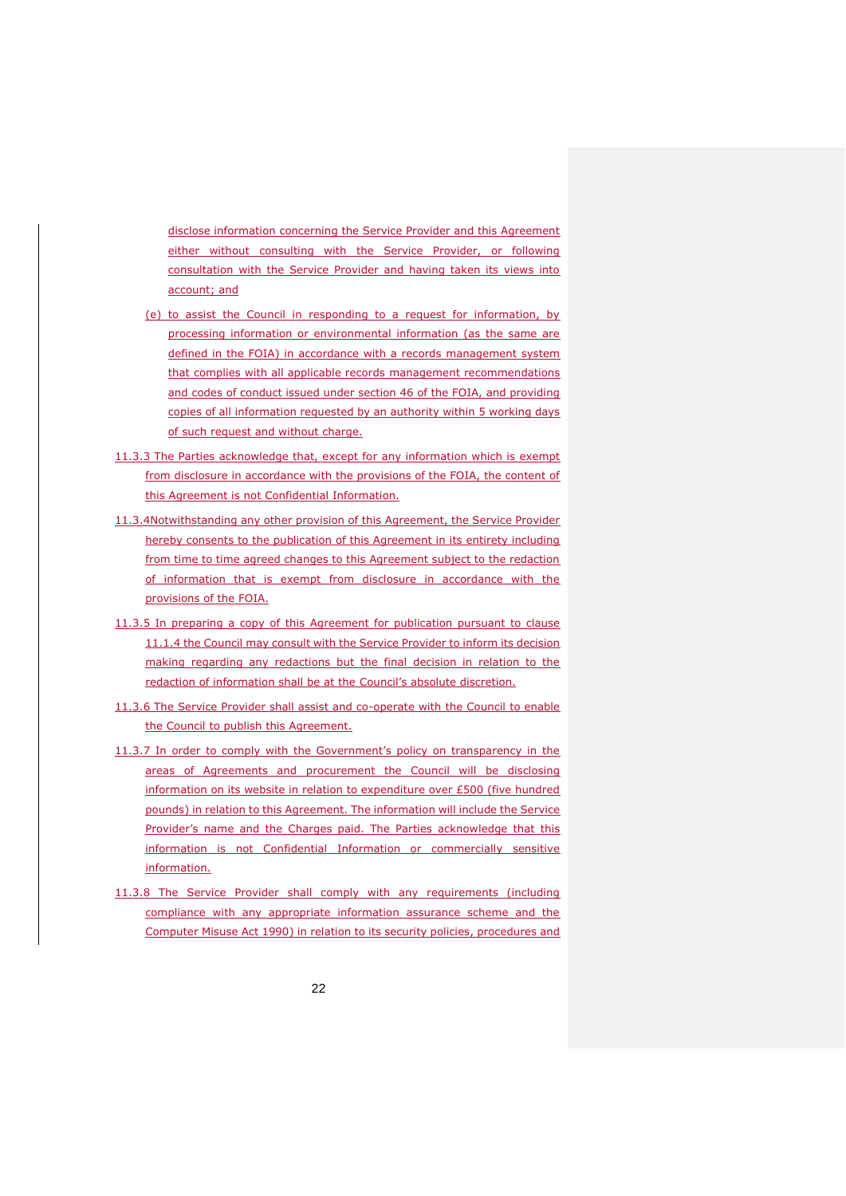disclose information concerning the Service Provider and this Agreement either without consulting with the Service Provider, or following consultation with the Service Provider and having taken its views into account; and

(e) to assist the Council in responding to a request for information, by processing information or environmental information (as the same are defined in the FOIA) in accordance with a records management system that complies with all applicable records management recommendations and codes of conduct issued under section 46 of the FOIA, and providing copies of all information requested by an authority within 5 working days of such request and without charge.

11.3.3 The Parties acknowledge that, except for any information which is exempt from disclosure in accordance with the provisions of the FOIA, the content of this Agreement is not Confidential Information.

11.3.4Notwithstanding any other provision of this Agreement, the Service Provider hereby consents to the publication of this Agreement in its entirety including from time to time agreed changes to this Agreement subject to the redaction of information that is exempt from disclosure in accordance with the provisions of the FOIA.

11.3.5 In preparing a copy of this Agreement for publication pursuant to clause 11.1.4 the Council may consult with the Service Provider to inform its decision making regarding any redactions but the final decision in relation to the redaction of information shall be at the Council's absolute discretion.

11.3.6 The Service Provider shall assist and co-operate with the Council to enable the Council to publish this Agreement.

11.3.7 In order to comply with the Government's policy on transparency in the areas of Agreements and procurement the Council will be disclosing information on its website in relation to expenditure over £500 (five hundred pounds) in relation to this Agreement. The information will include the Service Provider's name and the Charges paid. The Parties acknowledge that this information is not Confidential Information or commercially sensitive information.

11.3.8 The Service Provider shall comply with any requirements (including compliance with any appropriate information assurance scheme and the Computer Misuse Act 1990) in relation to its security policies, procedures and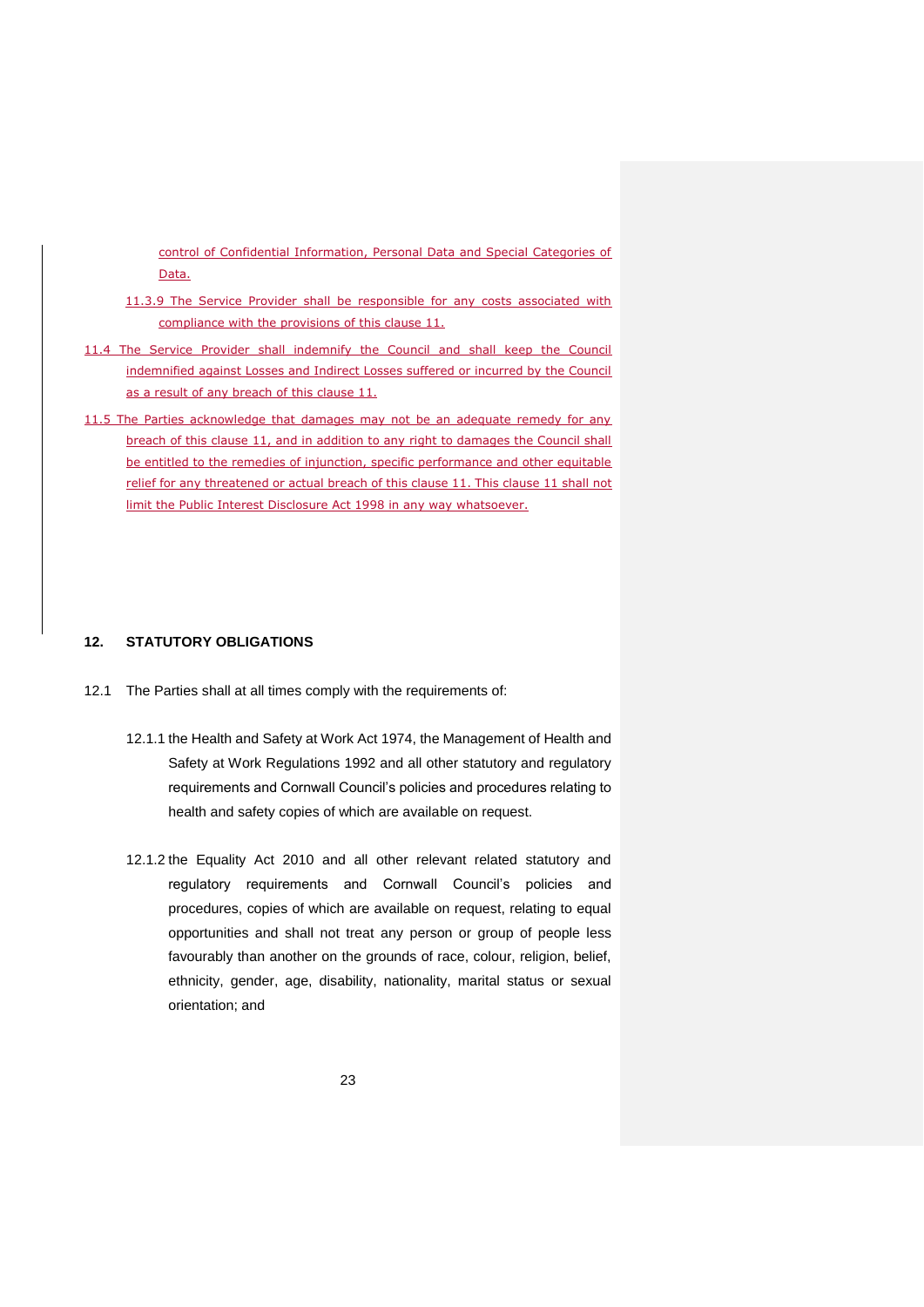control of Confidential Information, Personal Data and Special Categories of Data.

11.3.9 The Service Provider shall be responsible for any costs associated with compliance with the provisions of this clause 11.

11.4 The Service Provider shall indemnify the Council and shall keep the Council indemnified against Losses and Indirect Losses suffered or incurred by the Council as a result of any breach of this clause 11.

11.5 The Parties acknowledge that damages may not be an adequate remedy for any breach of this clause 11, and in addition to any right to damages the Council shall be entitled to the remedies of injunction, specific performance and other equitable relief for any threatened or actual breach of this clause 11. This clause 11 shall not limit the Public Interest Disclosure Act 1998 in any way whatsoever.

## 12. STATUTORY OBLIGATIONS

12.1 The Parties shall at all times comply with the requirements of:

12.1.1 the Health and Safety at Work Act 1974, the Management of Health and Safety at Work Regulations 1992 and all other statutory and regulatory requirements and Cornwall Council's policies and procedures relating to health and safety copies of which are available on request.

12.1.2 the Equality Act 2010 and all other relevant related statutory and regulatory requirements and Cornwall Council's policies and procedures, copies of which are available on request, relating to equal opportunities and shall not treat any person or group of people less favourably than another on the grounds of race, colour, religion, belief, ethnicity, gender, age, disability, nationality, marital status or sexual orientation; and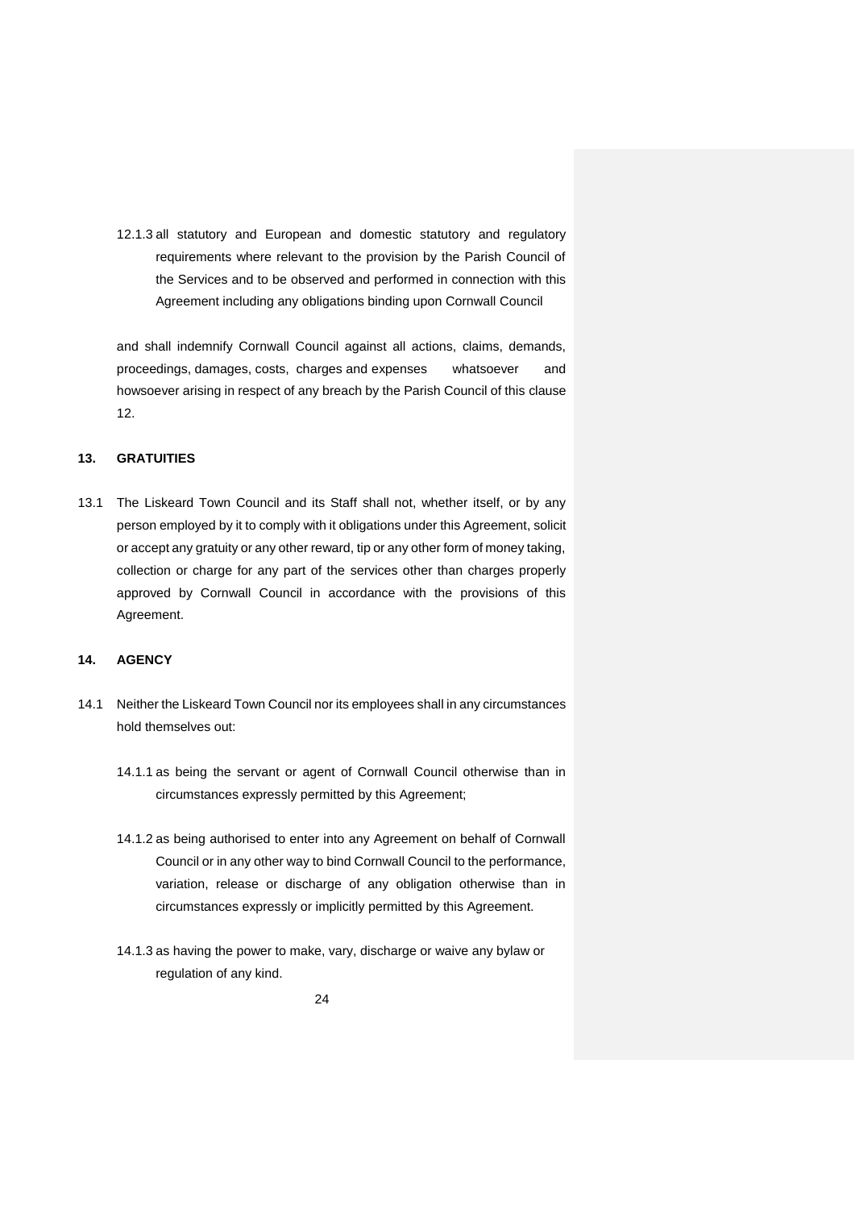12.1.3 all statutory and European and domestic statutory and regulatory requirements where relevant to the provision by the Parish Council of the Services and to be observed and performed in connection with this Agreement including any obligations binding upon Cornwall Council

and shall indemnify Cornwall Council against all actions, claims, demands, proceedings, damages, costs, charges and expenses whatsoever and howsoever arising in respect of any breach by the Parish Council of this clause 12.

**13. GRATUITIES**

13.1 The Liskeard Town Council and its Staff shall not, whether itself, or by any person employed by it to comply with it obligations under this Agreement, solicit or accept any gratuity or any other reward, tip or any other form of money taking, collection or charge for any part of the services other than charges properly approved by Cornwall Council in accordance with the provisions of this Agreement.

**14. AGENCY**

14.1 Neither the Liskeard Town Council nor its employees shall in any circumstances hold themselves out:

14.1.1 as being the servant or agent of Cornwall Council otherwise than in circumstances expressly permitted by this Agreement;

14.1.2 as being authorised to enter into any Agreement on behalf of Cornwall Council or in any other way to bind Cornwall Council to the performance, variation, release or discharge of any obligation otherwise than in circumstances expressly or implicitly permitted by this Agreement.

14.1.3 as having the power to make, vary, discharge or waive any bylaw or regulation of any kind.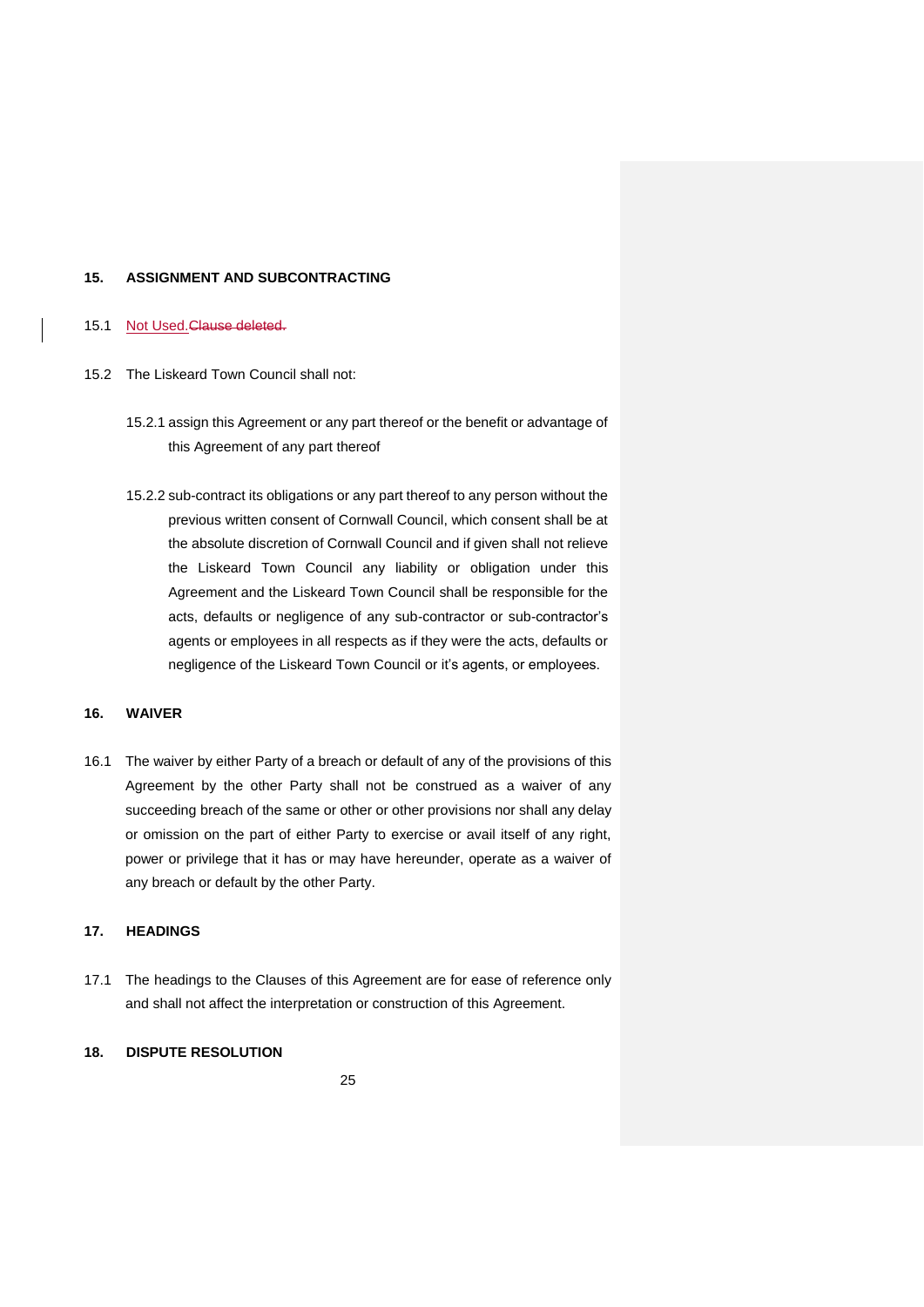## 15. ASSIGNMENT AND SUBCONTRACTING

15.1 Not Used.~~Clause deleted.~~

15.2 The Liskeard Town Council shall not:

15.2.1 assign this Agreement or any part thereof or the benefit or advantage of this Agreement of any part thereof

15.2.2 sub-contract its obligations or any part thereof to any person without the previous written consent of Cornwall Council, which consent shall be at the absolute discretion of Cornwall Council and if given shall not relieve the Liskeard Town Council any liability or obligation under this Agreement and the Liskeard Town Council shall be responsible for the acts, defaults or negligence of any sub-contractor or sub-contractor's agents or employees in all respects as if they were the acts, defaults or negligence of the Liskeard Town Council or it's agents, or employees.

## 16. WAIVER

16.1 The waiver by either Party of a breach or default of any of the provisions of this Agreement by the other Party shall not be construed as a waiver of any succeeding breach of the same or other or other provisions nor shall any delay or omission on the part of either Party to exercise or avail itself of any right, power or privilege that it has or may have hereunder, operate as a waiver of any breach or default by the other Party.

## 17. HEADINGS

17.1 The headings to the Clauses of this Agreement are for ease of reference only and shall not affect the interpretation or construction of this Agreement.

## 18. DISPUTE RESOLUTION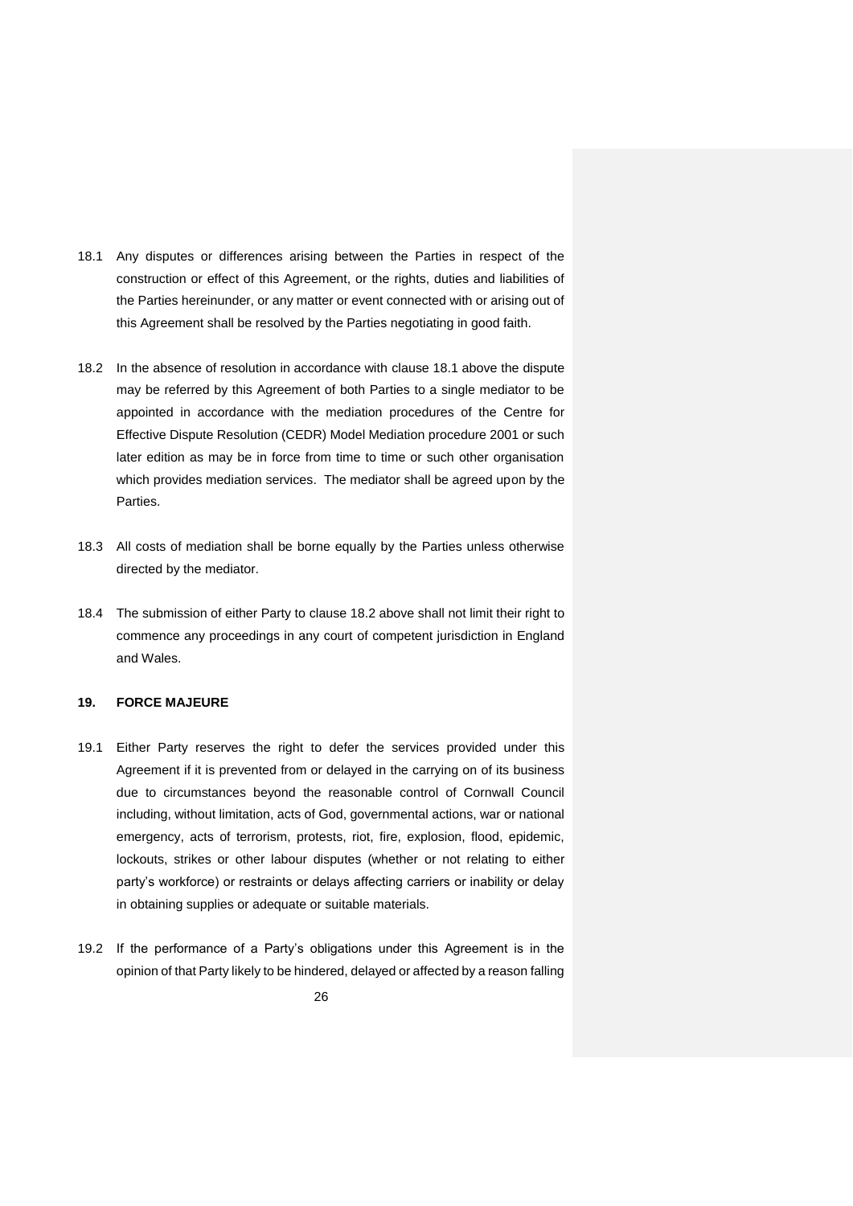18.1 Any disputes or differences arising between the Parties in respect of the construction or effect of this Agreement, or the rights, duties and liabilities of the Parties hereinunder, or any matter or event connected with or arising out of this Agreement shall be resolved by the Parties negotiating in good faith.

18.2 In the absence of resolution in accordance with clause 18.1 above the dispute may be referred by this Agreement of both Parties to a single mediator to be appointed in accordance with the mediation procedures of the Centre for Effective Dispute Resolution (CEDR) Model Mediation procedure 2001 or such later edition as may be in force from time to time or such other organisation which provides mediation services. The mediator shall be agreed upon by the Parties.

18.3 All costs of mediation shall be borne equally by the Parties unless otherwise directed by the mediator.

18.4 The submission of either Party to clause 18.2 above shall not limit their right to commence any proceedings in any court of competent jurisdiction in England and Wales.

## 19. FORCE MAJEURE

19.1 Either Party reserves the right to defer the services provided under this Agreement if it is prevented from or delayed in the carrying on of its business due to circumstances beyond the reasonable control of Cornwall Council including, without limitation, acts of God, governmental actions, war or national emergency, acts of terrorism, protests, riot, fire, explosion, flood, epidemic, lockouts, strikes or other labour disputes (whether or not relating to either party's workforce) or restraints or delays affecting carriers or inability or delay in obtaining supplies or adequate or suitable materials.

19.2 If the performance of a Party's obligations under this Agreement is in the opinion of that Party likely to be hindered, delayed or affected by a reason falling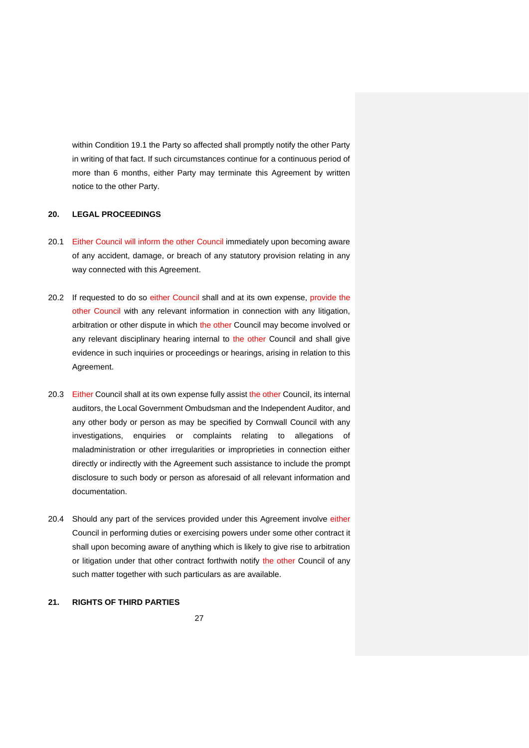within Condition 19.1 the Party so affected shall promptly notify the other Party in writing of that fact. If such circumstances continue for a continuous period of more than 6 months, either Party may terminate this Agreement by written notice to the other Party.

## 20. LEGAL PROCEEDINGS

20.1 Either Council will inform the other Council immediately upon becoming aware of any accident, damage, or breach of any statutory provision relating in any way connected with this Agreement.

20.2 If requested to do so either Council shall and at its own expense, provide the other Council with any relevant information in connection with any litigation, arbitration or other dispute in which the other Council may become involved or any relevant disciplinary hearing internal to the other Council and shall give evidence in such inquiries or proceedings or hearings, arising in relation to this Agreement.

20.3 Either Council shall at its own expense fully assist the other Council, its internal auditors, the Local Government Ombudsman and the Independent Auditor, and any other body or person as may be specified by Cornwall Council with any investigations, enquiries or complaints relating to allegations of maladministration or other irregularities or improprieties in connection either directly or indirectly with the Agreement such assistance to include the prompt disclosure to such body or person as aforesaid of all relevant information and documentation.

20.4 Should any part of the services provided under this Agreement involve either Council in performing duties or exercising powers under some other contract it shall upon becoming aware of anything which is likely to give rise to arbitration or litigation under that other contract forthwith notify the other Council of any such matter together with such particulars as are available.

## 21. RIGHTS OF THIRD PARTIES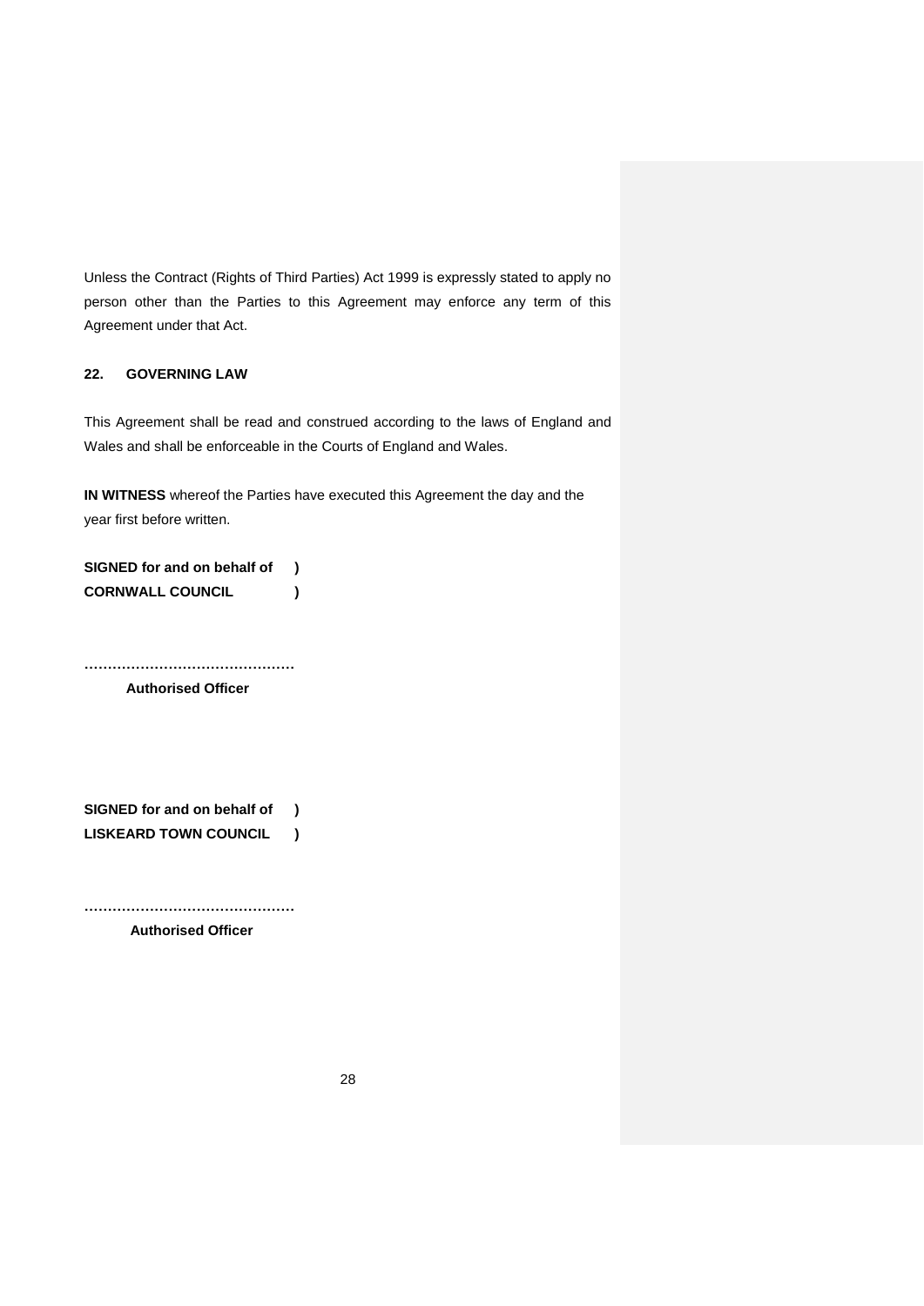Unless the Contract (Rights of Third Parties) Act 1999 is expressly stated to apply no person other than the Parties to this Agreement may enforce any term of this Agreement under that Act.

### 22. GOVERNING LAW

This Agreement shall be read and construed according to the laws of England and Wales and shall be enforceable in the Courts of England and Wales.

**IN WITNESS** whereof the Parties have executed this Agreement the day and the year first before written.

**SIGNED for and on behalf of )**
**CORNWALL COUNCIL )**

**………………………………………**
**Authorised Officer**

**SIGNED for and on behalf of )**
**LISKEARD TOWN COUNCIL )**

**………………………………………**
**Authorised Officer**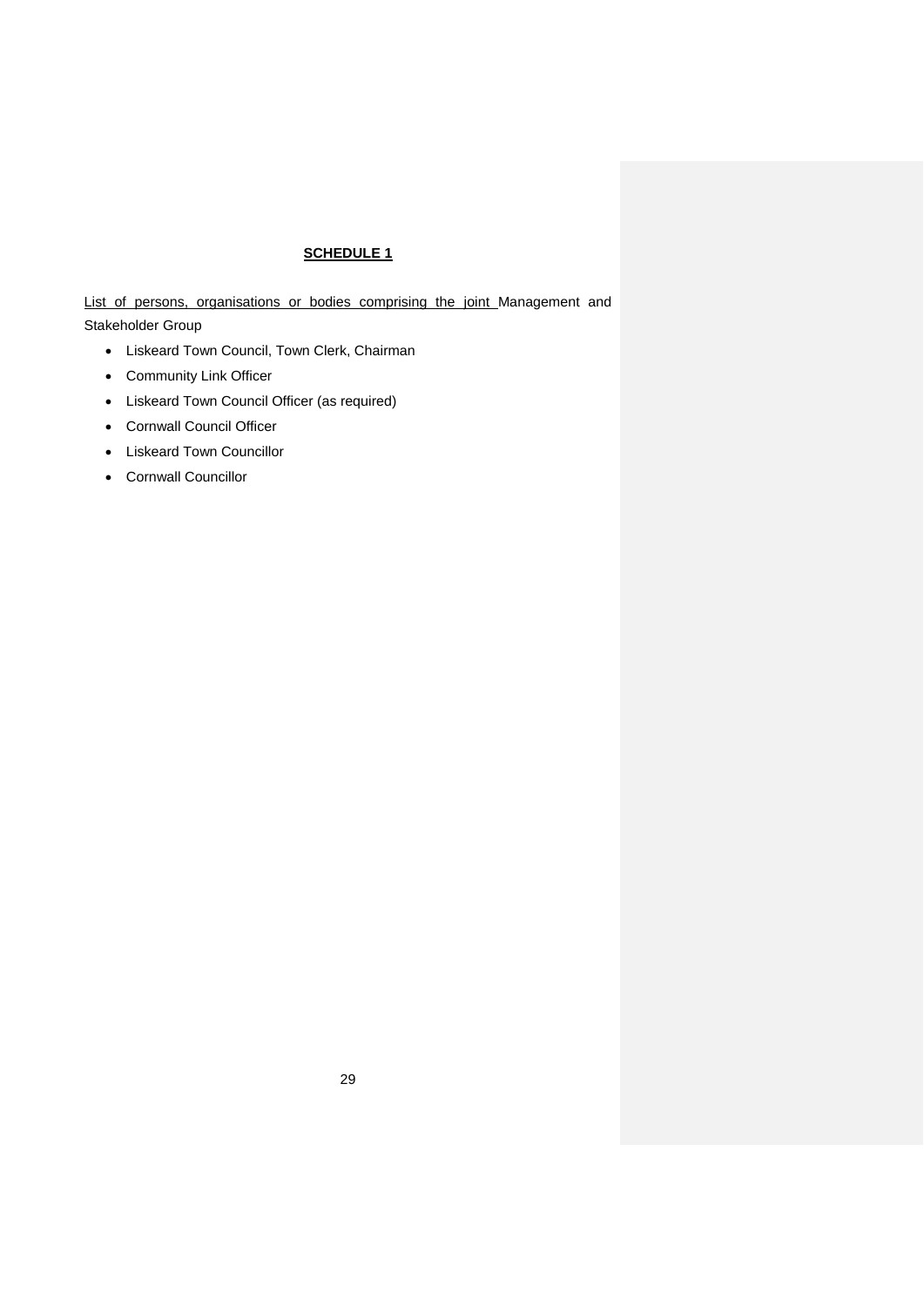## SCHEDULE 1

List of persons, organisations or bodies comprising the joint Management and Stakeholder Group

- Liskeard Town Council, Town Clerk, Chairman
- Community Link Officer
- Liskeard Town Council Officer (as required)
- Cornwall Council Officer
- Liskeard Town Councillor
- Cornwall Councillor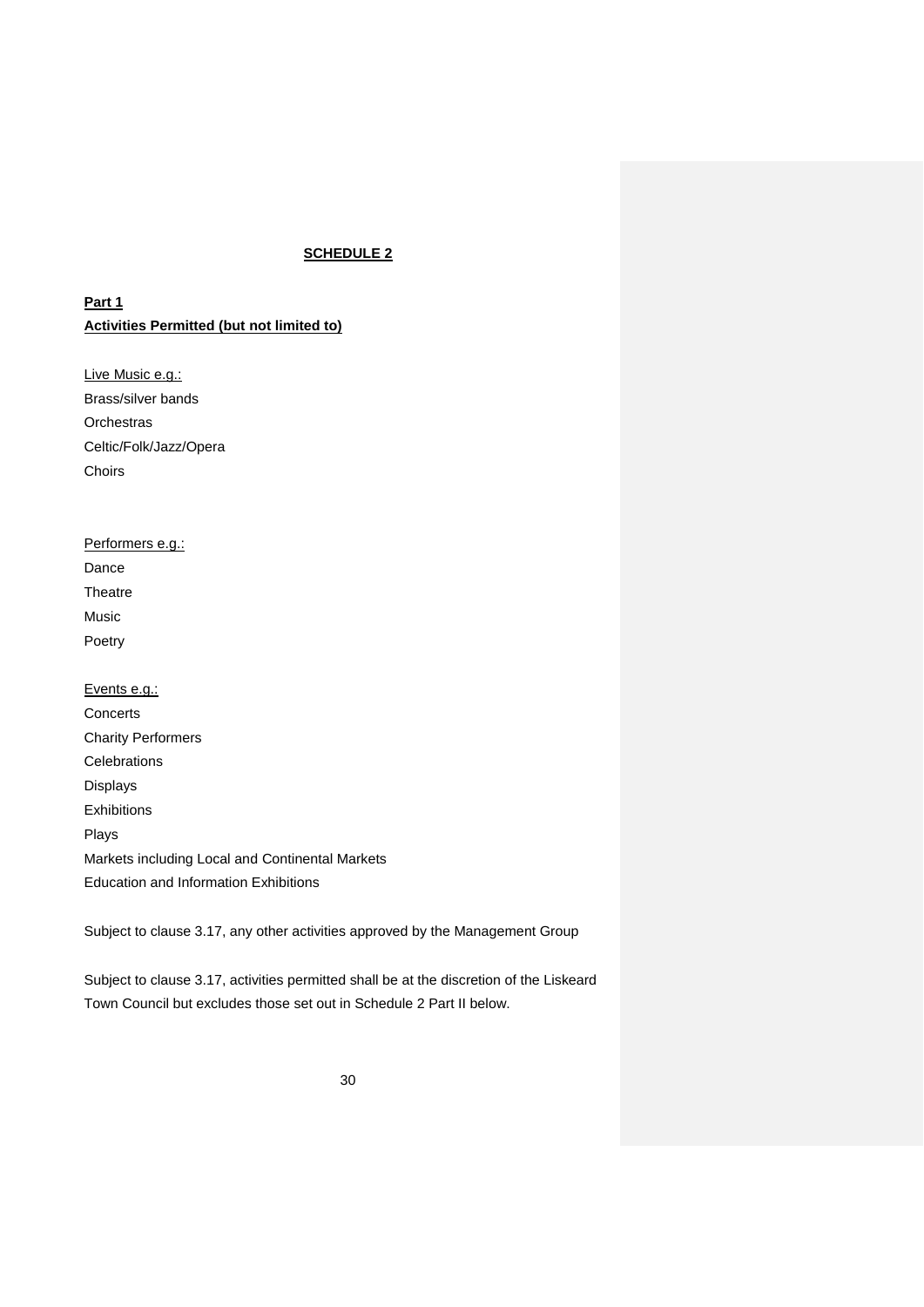## SCHEDULE 2

**Part 1**

**Activities Permitted (but not limited to)**

Live Music e.g.:

Brass/silver bands

Orchestras

Celtic/Folk/Jazz/Opera

Choirs

Performers e.g.:

Dance

Theatre

Music

Poetry

Events e.g.:

Concerts

Charity Performers

Celebrations

Displays

Exhibitions

Plays

Markets including Local and Continental Markets

Education and Information Exhibitions

Subject to clause 3.17, any other activities approved by the Management Group

Subject to clause 3.17, activities permitted shall be at the discretion of the Liskeard Town Council but excludes those set out in Schedule 2 Part II below.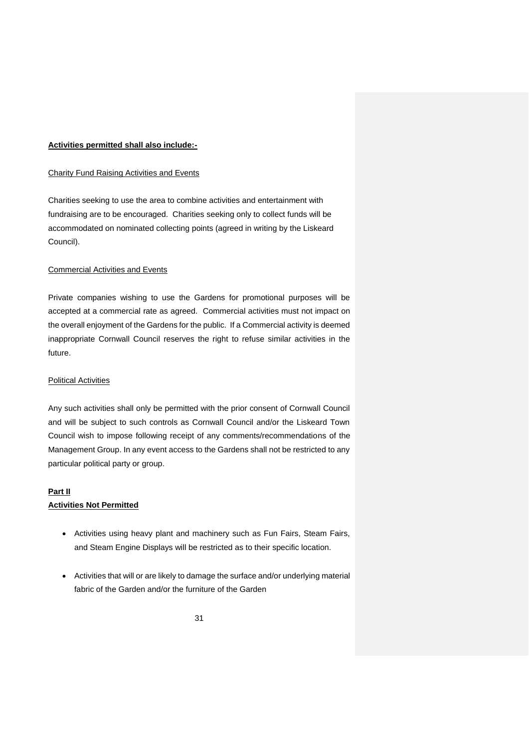**Activities permitted shall also include:-**

Charity Fund Raising Activities and Events

Charities seeking to use the area to combine activities and entertainment with fundraising are to be encouraged. Charities seeking only to collect funds will be accommodated on nominated collecting points (agreed in writing by the Liskeard Council).

Commercial Activities and Events

Private companies wishing to use the Gardens for promotional purposes will be accepted at a commercial rate as agreed. Commercial activities must not impact on the overall enjoyment of the Gardens for the public. If a Commercial activity is deemed inappropriate Cornwall Council reserves the right to refuse similar activities in the future.

Political Activities

Any such activities shall only be permitted with the prior consent of Cornwall Council and will be subject to such controls as Cornwall Council and/or the Liskeard Town Council wish to impose following receipt of any comments/recommendations of the Management Group. In any event access to the Gardens shall not be restricted to any particular political party or group.

**Part II**
**Activities Not Permitted**

- Activities using heavy plant and machinery such as Fun Fairs, Steam Fairs, and Steam Engine Displays will be restricted as to their specific location.
- Activities that will or are likely to damage the surface and/or underlying material fabric of the Garden and/or the furniture of the Garden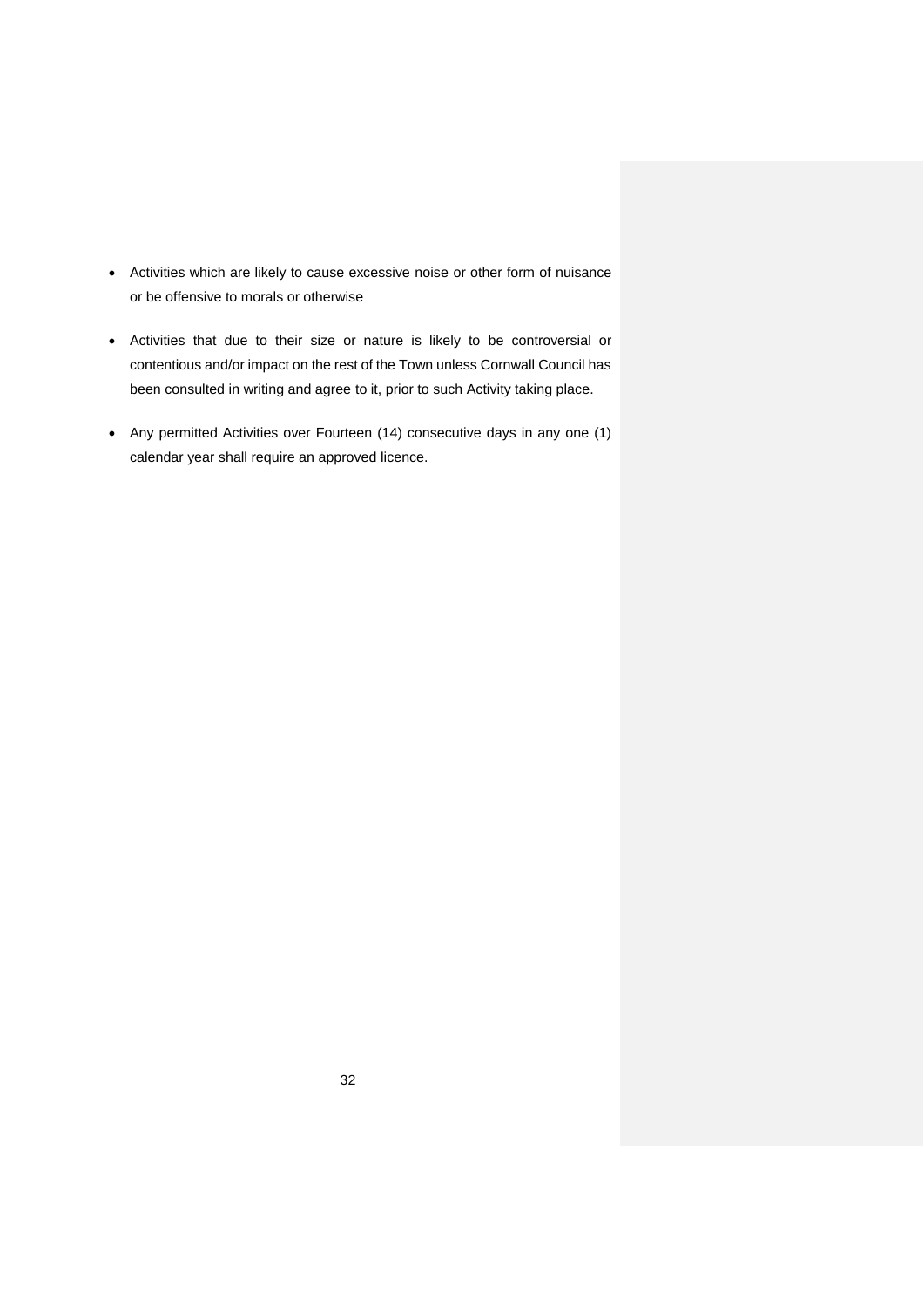- Activities which are likely to cause excessive noise or other form of nuisance or be offensive to morals or otherwise

- Activities that due to their size or nature is likely to be controversial or contentious and/or impact on the rest of the Town unless Cornwall Council has been consulted in writing and agree to it, prior to such Activity taking place.

- Any permitted Activities over Fourteen (14) consecutive days in any one (1) calendar year shall require an approved licence.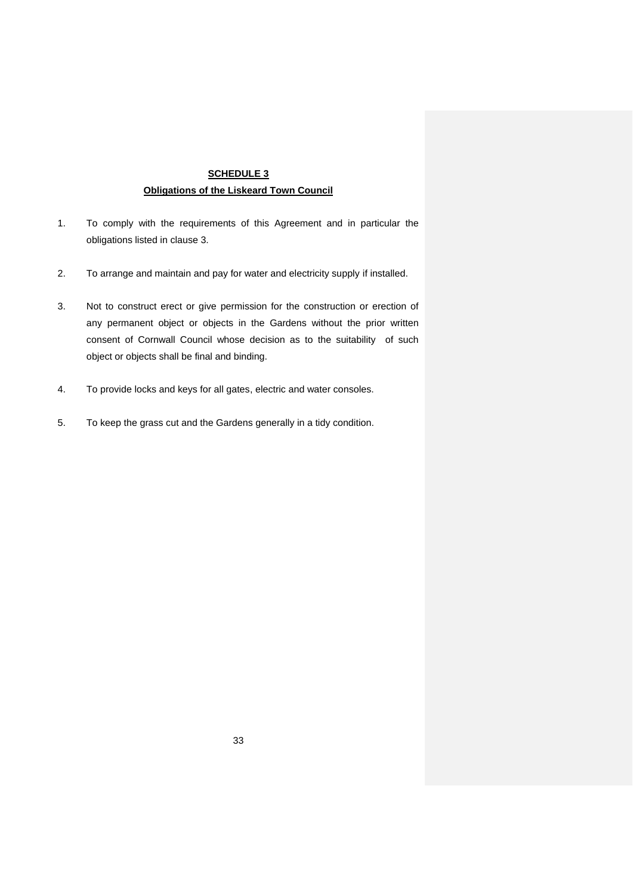## SCHEDULE 3

### Obligations of the Liskeard Town Council

1. To comply with the requirements of this Agreement and in particular the obligations listed in clause 3.

2. To arrange and maintain and pay for water and electricity supply if installed.

3. Not to construct erect or give permission for the construction or erection of any permanent object or objects in the Gardens without the prior written consent of Cornwall Council whose decision as to the suitability of such object or objects shall be final and binding.

4. To provide locks and keys for all gates, electric and water consoles.

5. To keep the grass cut and the Gardens generally in a tidy condition.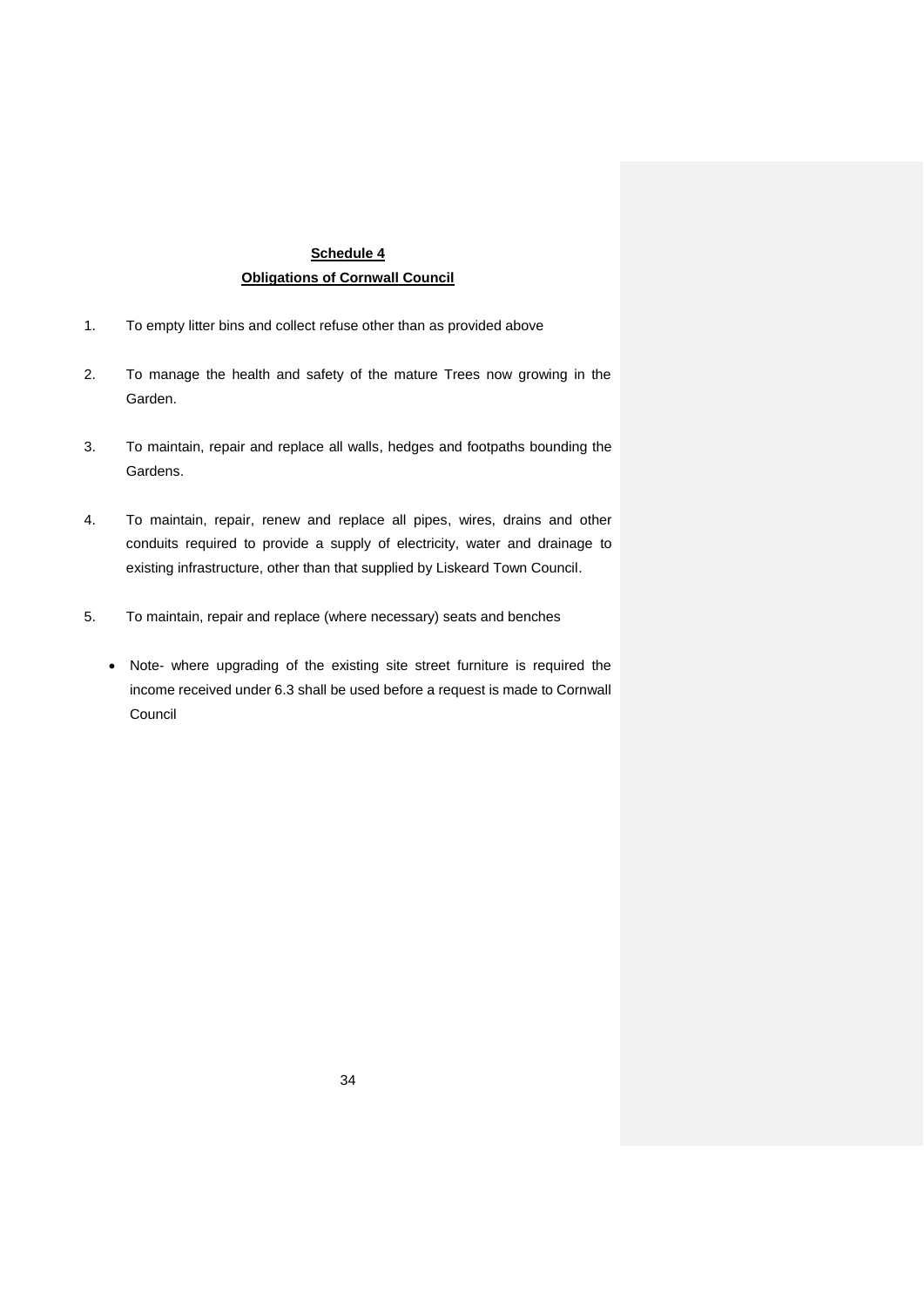**Schedule 4**

**Obligations of Cornwall Council**

1. To empty litter bins and collect refuse other than as provided above

2. To manage the health and safety of the mature Trees now growing in the Garden.

3. To maintain, repair and replace all walls, hedges and footpaths bounding the Gardens.

4. To maintain, repair, renew and replace all pipes, wires, drains and other conduits required to provide a supply of electricity, water and drainage to existing infrastructure, other than that supplied by Liskeard Town Council.

5. To maintain, repair and replace (where necessary) seats and benches

   - Note- where upgrading of the existing site street furniture is required the income received under 6.3 shall be used before a request is made to Cornwall Council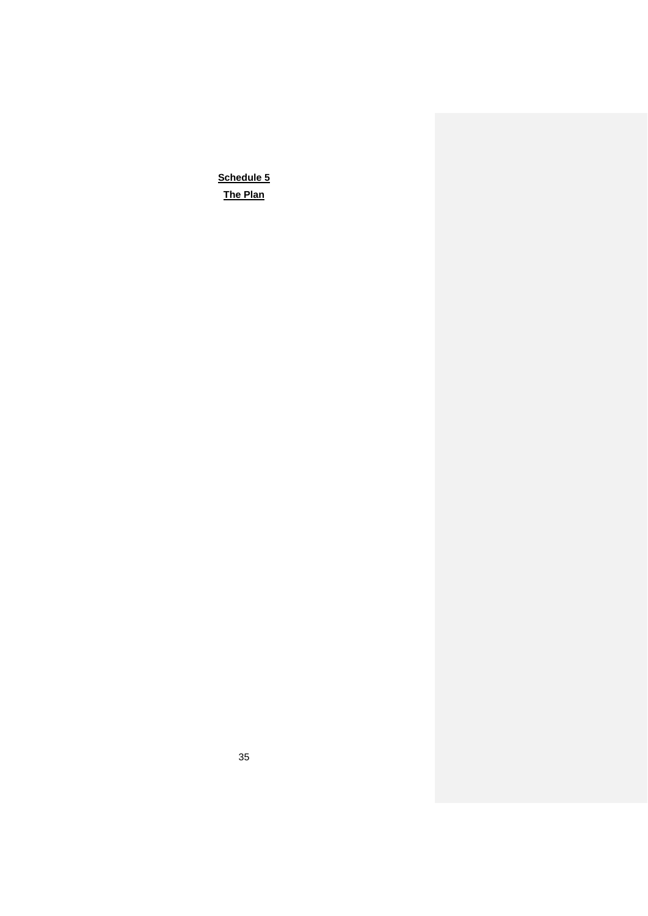**Schedule 5**

**The Plan**